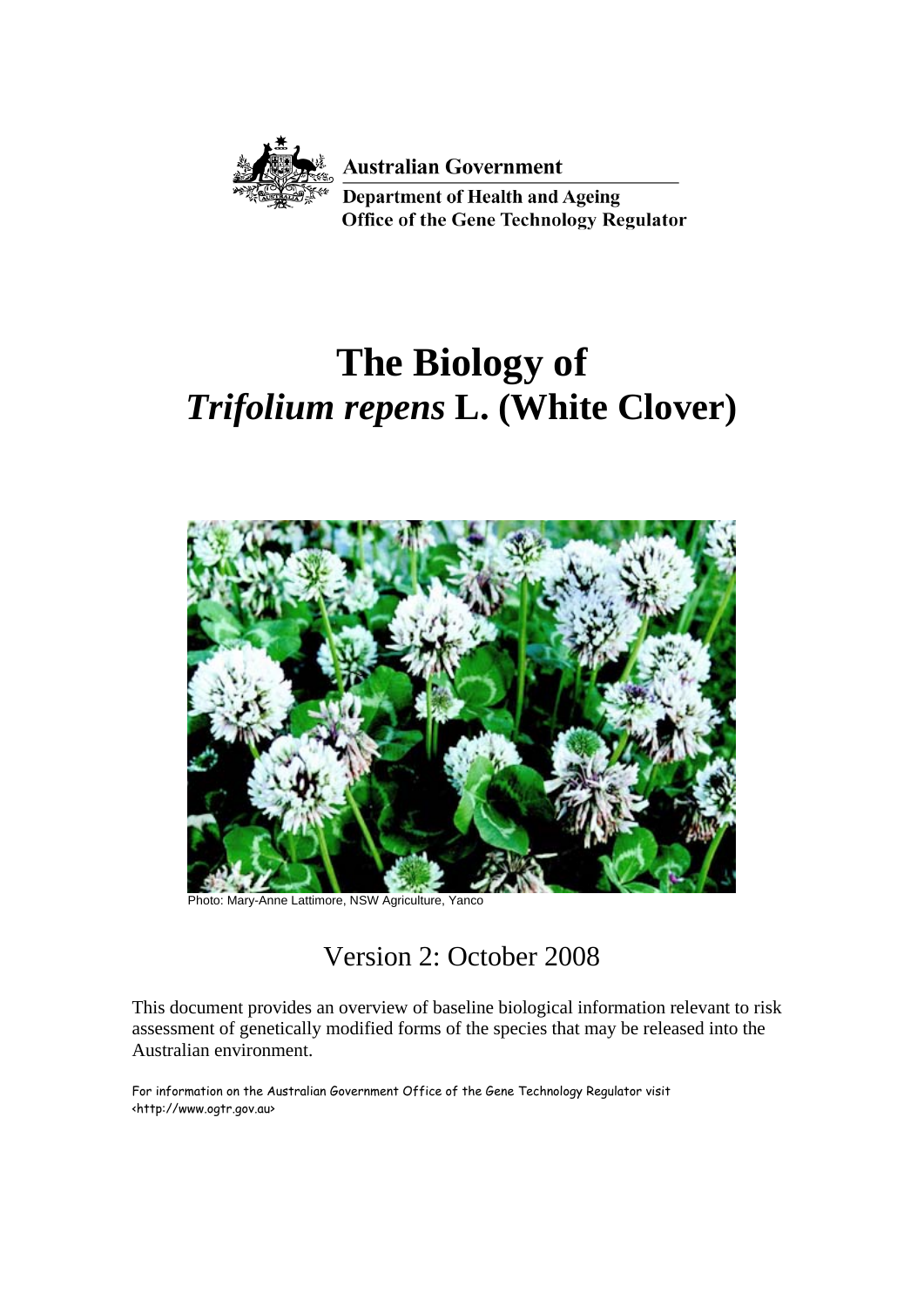**Australian Government**

**Department of Health and Ageing**
**Office of the Gene Technology Regulator**

# The Biology of *Trifolium repens* L. (White Clover)

Photo: Mary-Anne Lattimore, NSW Agriculture, Yanco

Version 2: October 2008

This document provides an overview of baseline biological information relevant to risk assessment of genetically modified forms of the species that may be released into the Australian environment.

For information on the Australian Government Office of the Gene Technology Regulator visit <http://www.ogtr.gov.au>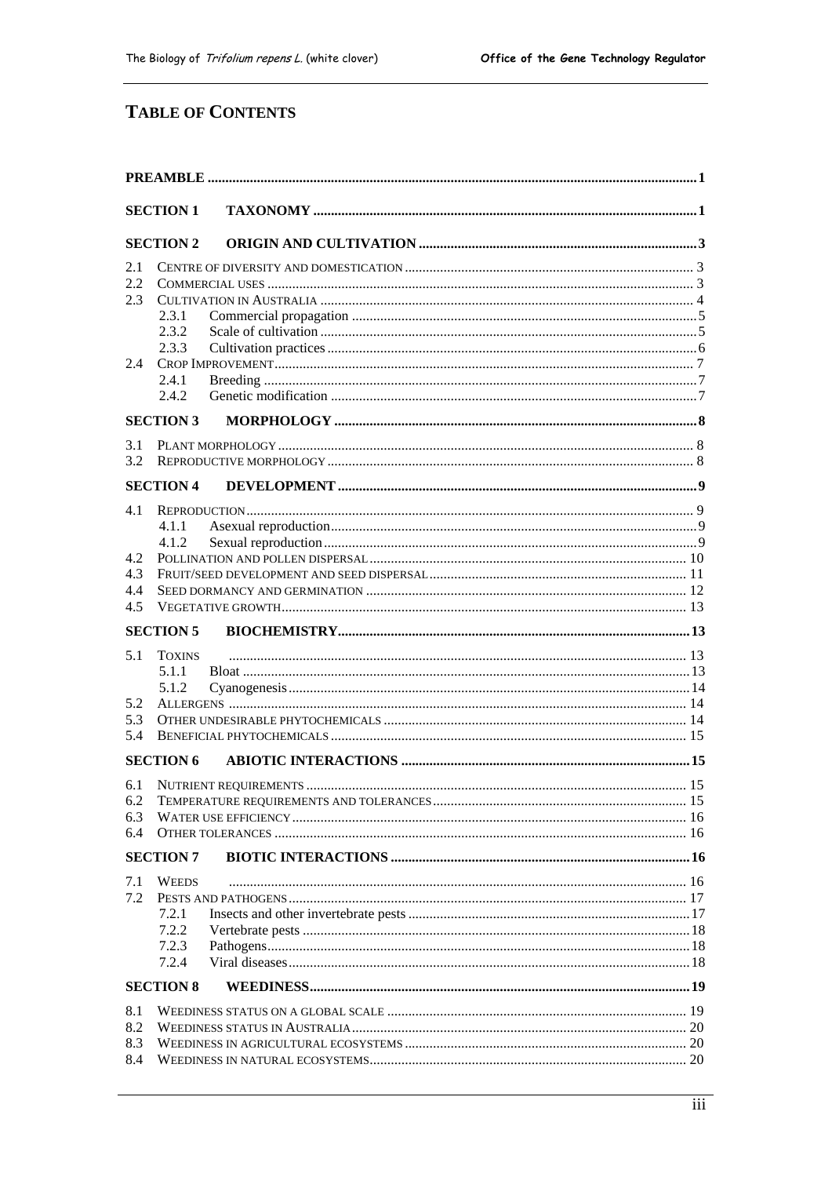# TABLE OF CONTENTS

**PREAMBLE** ........ 1

**SECTION 1 TAXONOMY** ........ 1

**SECTION 2 ORIGIN AND CULTIVATION** ........ 3

- 2.1 CENTRE OF DIVERSITY AND DOMESTICATION ........ 3
- 2.2 COMMERCIAL USES ........ 3
- 2.3 CULTIVATION IN AUSTRALIA ........ 4
  - 2.3.1 Commercial propagation ........ 5
  - 2.3.2 Scale of cultivation ........ 5
  - 2.3.3 Cultivation practices ........ 6
- 2.4 CROP IMPROVEMENT ........ 7
  - 2.4.1 Breeding ........ 7
  - 2.4.2 Genetic modification ........ 7

**SECTION 3 MORPHOLOGY** ........ 8

- 3.1 PLANT MORPHOLOGY ........ 8
- 3.2 REPRODUCTIVE MORPHOLOGY ........ 8

**SECTION 4 DEVELOPMENT** ........ 9

- 4.1 REPRODUCTION ........ 9
  - 4.1.1 Asexual reproduction ........ 9
  - 4.1.2 Sexual reproduction ........ 9
- 4.2 POLLINATION AND POLLEN DISPERSAL ........ 10
- 4.3 FRUIT/SEED DEVELOPMENT AND SEED DISPERSAL ........ 11
- 4.4 SEED DORMANCY AND GERMINATION ........ 12
- 4.5 VEGETATIVE GROWTH ........ 13

**SECTION 5 BIOCHEMISTRY** ........ 13

- 5.1 TOXINS ........ 13
  - 5.1.1 Bloat ........ 13
  - 5.1.2 Cyanogenesis ........ 14
- 5.2 ALLERGENS ........ 14
- 5.3 OTHER UNDESIRABLE PHYTOCHEMICALS ........ 14
- 5.4 BENEFICIAL PHYTOCHEMICALS ........ 15

**SECTION 6 ABIOTIC INTERACTIONS** ........ 15

- 6.1 NUTRIENT REQUIREMENTS ........ 15
- 6.2 TEMPERATURE REQUIREMENTS AND TOLERANCES ........ 15
- 6.3 WATER USE EFFICIENCY ........ 16
- 6.4 OTHER TOLERANCES ........ 16

**SECTION 7 BIOTIC INTERACTIONS** ........ 16

- 7.1 WEEDS ........ 16
- 7.2 PESTS AND PATHOGENS ........ 17
  - 7.2.1 Insects and other invertebrate pests ........ 17
  - 7.2.2 Vertebrate pests ........ 18
  - 7.2.3 Pathogens ........ 18
  - 7.2.4 Viral diseases ........ 18

**SECTION 8 WEEDINESS** ........ 19

- 8.1 WEEDINESS STATUS ON A GLOBAL SCALE ........ 19
- 8.2 WEEDINESS STATUS IN AUSTRALIA ........ 20
- 8.3 WEEDINESS IN AGRICULTURAL ECOSYSTEMS ........ 20
- 8.4 WEEDINESS IN NATURAL ECOSYSTEMS ........ 20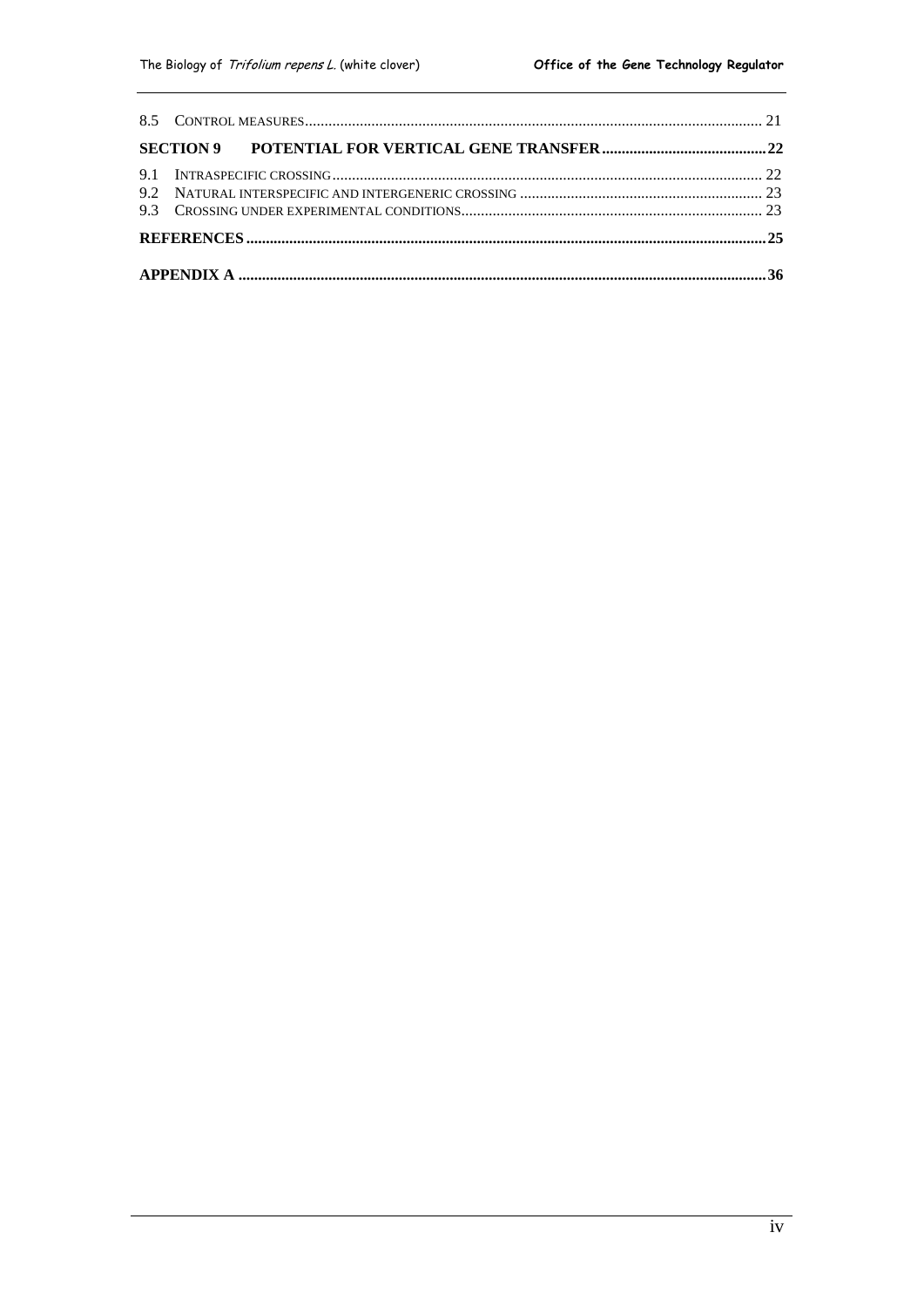8.5 CONTROL MEASURES ........................................................................................................................ 21

**SECTION 9 POTENTIAL FOR VERTICAL GENE TRANSFER ........................................... 22**

9.1 INTRASPECIFIC CROSSING ................................................................................................................ 22
9.2 NATURAL INTERSPECIFIC AND INTERGENERIC CROSSING .................................................................. 23
9.3 CROSSING UNDER EXPERIMENTAL CONDITIONS ................................................................................. 23

**REFERENCES ........................................................................................................................................ 25**

**APPENDIX A ......................................................................................................................................... 36**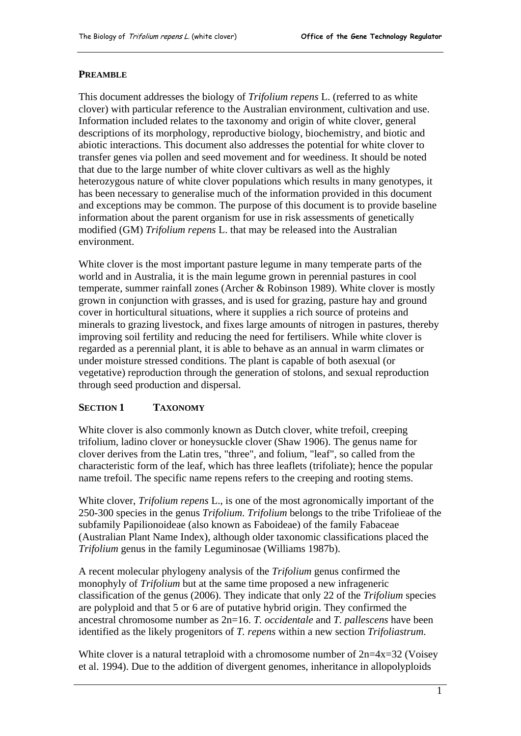## PREAMBLE

This document addresses the biology of *Trifolium repens* L. (referred to as white clover) with particular reference to the Australian environment, cultivation and use. Information included relates to the taxonomy and origin of white clover, general descriptions of its morphology, reproductive biology, biochemistry, and biotic and abiotic interactions. This document also addresses the potential for white clover to transfer genes via pollen and seed movement and for weediness. It should be noted that due to the large number of white clover cultivars as well as the highly heterozygous nature of white clover populations which results in many genotypes, it has been necessary to generalise much of the information provided in this document and exceptions may be common. The purpose of this document is to provide baseline information about the parent organism for use in risk assessments of genetically modified (GM) *Trifolium repens* L. that may be released into the Australian environment.

White clover is the most important pasture legume in many temperate parts of the world and in Australia, it is the main legume grown in perennial pastures in cool temperate, summer rainfall zones (Archer & Robinson 1989). White clover is mostly grown in conjunction with grasses, and is used for grazing, pasture hay and ground cover in horticultural situations, where it supplies a rich source of proteins and minerals to grazing livestock, and fixes large amounts of nitrogen in pastures, thereby improving soil fertility and reducing the need for fertilisers. While white clover is regarded as a perennial plant, it is able to behave as an annual in warm climates or under moisture stressed conditions. The plant is capable of both asexual (or vegetative) reproduction through the generation of stolons, and sexual reproduction through seed production and dispersal.

## SECTION 1 TAXONOMY

White clover is also commonly known as Dutch clover, white trefoil, creeping trifolium, ladino clover or honeysuckle clover (Shaw 1906). The genus name for clover derives from the Latin tres, "three", and folium, "leaf", so called from the characteristic form of the leaf, which has three leaflets (trifoliate); hence the popular name trefoil. The specific name repens refers to the creeping and rooting stems.

White clover, *Trifolium repens* L., is one of the most agronomically important of the 250-300 species in the genus *Trifolium*. *Trifolium* belongs to the tribe Trifolieae of the subfamily Papilionoideae (also known as Faboideae) of the family Fabaceae (Australian Plant Name Index), although older taxonomic classifications placed the *Trifolium* genus in the family Leguminosae (Williams 1987b).

A recent molecular phylogeny analysis of the *Trifolium* genus confirmed the monophyly of *Trifolium* but at the same time proposed a new infrageneric classification of the genus (2006). They indicate that only 22 of the *Trifolium* species are polyploid and that 5 or 6 are of putative hybrid origin. They confirmed the ancestral chromosome number as 2n=16. *T. occidentale* and *T. pallescens* have been identified as the likely progenitors of *T. repens* within a new section *Trifoliastrum*.

White clover is a natural tetraploid with a chromosome number of 2n=4x=32 (Voisey et al. 1994). Due to the addition of divergent genomes, inheritance in allopolyploids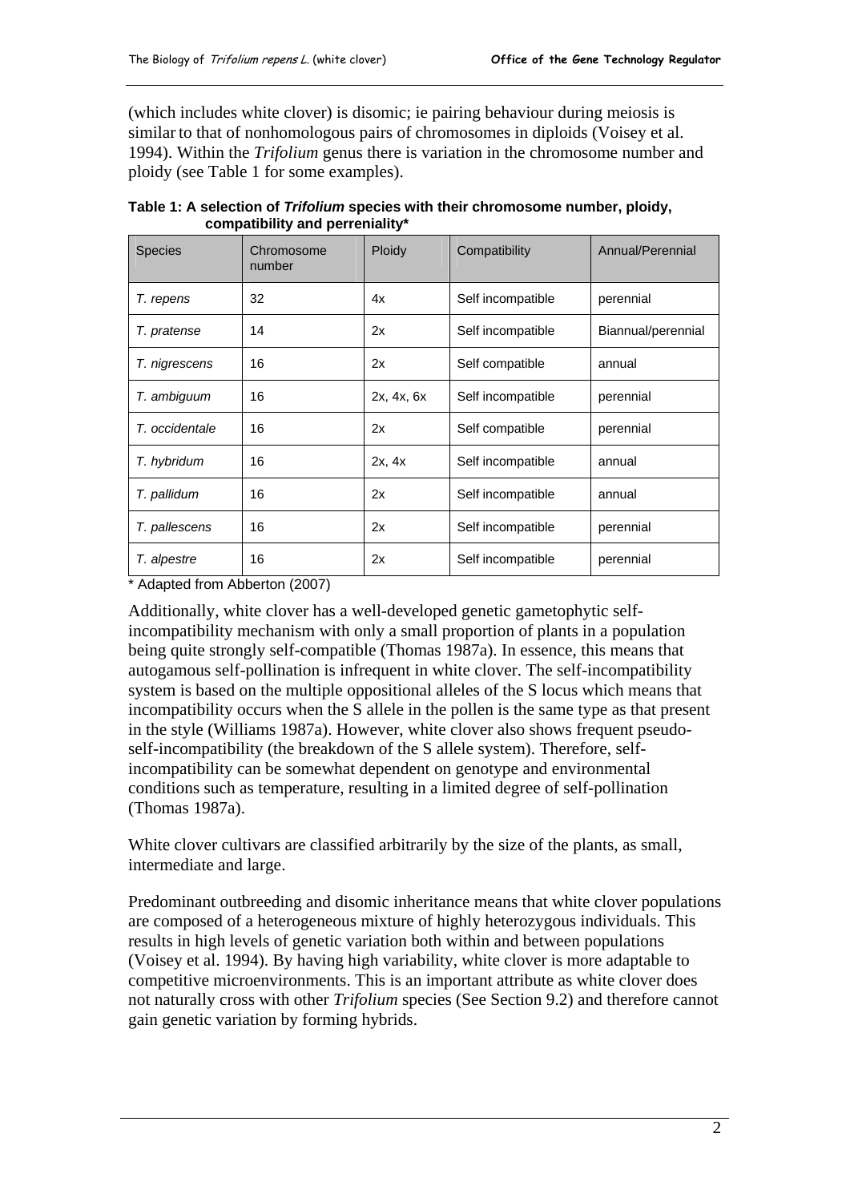(which includes white clover) is disomic; ie pairing behaviour during meiosis is similar to that of nonhomologous pairs of chromosomes in diploids (Voisey et al. 1994). Within the *Trifolium* genus there is variation in the chromosome number and ploidy (see Table 1 for some examples).

**Table 1: A selection of *Trifolium* species with their chromosome number, ploidy, compatibility and perreniality***

| Species | Chromosome number | Ploidy | Compatibility | Annual/Perennial |
|---|---|---|---|---|
| *T. repens* | 32 | 4x | Self incompatible | perennial |
| *T. pratense* | 14 | 2x | Self incompatible | Biannual/perennial |
| *T. nigrescens* | 16 | 2x | Self compatible | annual |
| *T. ambiguum* | 16 | 2x, 4x, 6x | Self incompatible | perennial |
| *T. occidentale* | 16 | 2x | Self compatible | perennial |
| *T. hybridum* | 16 | 2x, 4x | Self incompatible | annual |
| *T. pallidum* | 16 | 2x | Self incompatible | annual |
| *T. pallescens* | 16 | 2x | Self incompatible | perennial |
| *T. alpestre* | 16 | 2x | Self incompatible | perennial |

* Adapted from Abberton (2007)

Additionally, white clover has a well-developed genetic gametophytic self-incompatibility mechanism with only a small proportion of plants in a population being quite strongly self-compatible (Thomas 1987a). In essence, this means that autogamous self-pollination is infrequent in white clover. The self-incompatibility system is based on the multiple oppositional alleles of the S locus which means that incompatibility occurs when the S allele in the pollen is the same type as that present in the style (Williams 1987a). However, white clover also shows frequent pseudo-self-incompatibility (the breakdown of the S allele system). Therefore, self-incompatibility can be somewhat dependent on genotype and environmental conditions such as temperature, resulting in a limited degree of self-pollination (Thomas 1987a).

White clover cultivars are classified arbitrarily by the size of the plants, as small, intermediate and large.

Predominant outbreeding and disomic inheritance means that white clover populations are composed of a heterogeneous mixture of highly heterozygous individuals. This results in high levels of genetic variation both within and between populations (Voisey et al. 1994). By having high variability, white clover is more adaptable to competitive microenvironments. This is an important attribute as white clover does not naturally cross with other *Trifolium* species (See Section 9.2) and therefore cannot gain genetic variation by forming hybrids.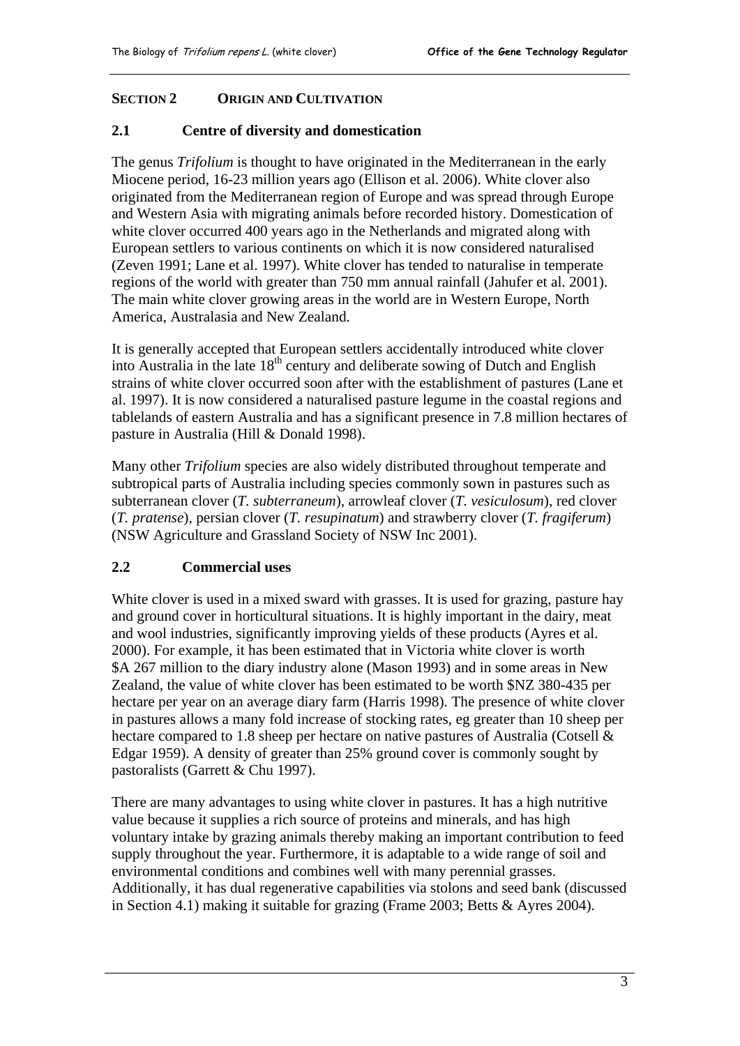## SECTION 2 ORIGIN AND CULTIVATION

### 2.1 Centre of diversity and domestication

The genus *Trifolium* is thought to have originated in the Mediterranean in the early Miocene period, 16-23 million years ago (Ellison et al. 2006). White clover also originated from the Mediterranean region of Europe and was spread through Europe and Western Asia with migrating animals before recorded history. Domestication of white clover occurred 400 years ago in the Netherlands and migrated along with European settlers to various continents on which it is now considered naturalised (Zeven 1991; Lane et al. 1997). White clover has tended to naturalise in temperate regions of the world with greater than 750 mm annual rainfall (Jahufer et al. 2001). The main white clover growing areas in the world are in Western Europe, North America, Australasia and New Zealand.

It is generally accepted that European settlers accidentally introduced white clover into Australia in the late 18th century and deliberate sowing of Dutch and English strains of white clover occurred soon after with the establishment of pastures (Lane et al. 1997). It is now considered a naturalised pasture legume in the coastal regions and tablelands of eastern Australia and has a significant presence in 7.8 million hectares of pasture in Australia (Hill & Donald 1998).

Many other *Trifolium* species are also widely distributed throughout temperate and subtropical parts of Australia including species commonly sown in pastures such as subterranean clover (*T. subterraneum*), arrowleaf clover (*T. vesiculosum*), red clover (*T. pratense*), persian clover (*T. resupinatum*) and strawberry clover (*T. fragiferum*) (NSW Agriculture and Grassland Society of NSW Inc 2001).

### 2.2 Commercial uses

White clover is used in a mixed sward with grasses. It is used for grazing, pasture hay and ground cover in horticultural situations. It is highly important in the dairy, meat and wool industries, significantly improving yields of these products (Ayres et al. 2000). For example, it has been estimated that in Victoria white clover is worth $A 267 million to the diary industry alone (Mason 1993) and in some areas in New Zealand, the value of white clover has been estimated to be worth $NZ 380-435 per hectare per year on an average diary farm (Harris 1998). The presence of white clover in pastures allows a many fold increase of stocking rates, eg greater than 10 sheep per hectare compared to 1.8 sheep per hectare on native pastures of Australia (Cotsell & Edgar 1959). A density of greater than 25% ground cover is commonly sought by pastoralists (Garrett & Chu 1997).

There are many advantages to using white clover in pastures. It has a high nutritive value because it supplies a rich source of proteins and minerals, and has high voluntary intake by grazing animals thereby making an important contribution to feed supply throughout the year. Furthermore, it is adaptable to a wide range of soil and environmental conditions and combines well with many perennial grasses. Additionally, it has dual regenerative capabilities via stolons and seed bank (discussed in Section 4.1) making it suitable for grazing (Frame 2003; Betts & Ayres 2004).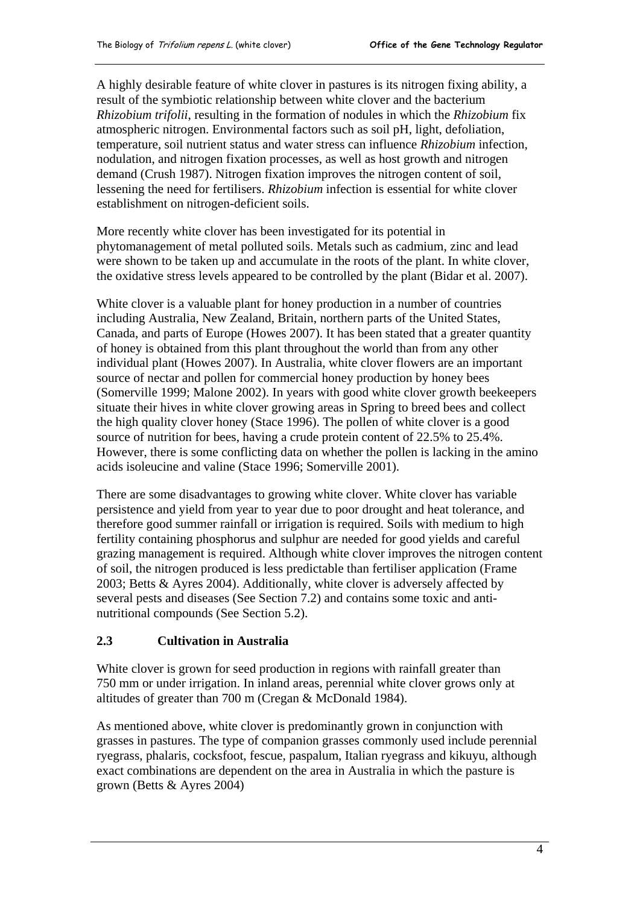A highly desirable feature of white clover in pastures is its nitrogen fixing ability, a result of the symbiotic relationship between white clover and the bacterium *Rhizobium trifolii*, resulting in the formation of nodules in which the *Rhizobium* fix atmospheric nitrogen. Environmental factors such as soil pH, light, defoliation, temperature, soil nutrient status and water stress can influence *Rhizobium* infection, nodulation, and nitrogen fixation processes, as well as host growth and nitrogen demand (Crush 1987). Nitrogen fixation improves the nitrogen content of soil, lessening the need for fertilisers. *Rhizobium* infection is essential for white clover establishment on nitrogen-deficient soils.

More recently white clover has been investigated for its potential in phytomanagement of metal polluted soils. Metals such as cadmium, zinc and lead were shown to be taken up and accumulate in the roots of the plant. In white clover, the oxidative stress levels appeared to be controlled by the plant (Bidar et al. 2007).

White clover is a valuable plant for honey production in a number of countries including Australia, New Zealand, Britain, northern parts of the United States, Canada, and parts of Europe (Howes 2007). It has been stated that a greater quantity of honey is obtained from this plant throughout the world than from any other individual plant (Howes 2007). In Australia, white clover flowers are an important source of nectar and pollen for commercial honey production by honey bees (Somerville 1999; Malone 2002). In years with good white clover growth beekeepers situate their hives in white clover growing areas in Spring to breed bees and collect the high quality clover honey (Stace 1996). The pollen of white clover is a good source of nutrition for bees, having a crude protein content of 22.5% to 25.4%. However, there is some conflicting data on whether the pollen is lacking in the amino acids isoleucine and valine (Stace 1996; Somerville 2001).

There are some disadvantages to growing white clover. White clover has variable persistence and yield from year to year due to poor drought and heat tolerance, and therefore good summer rainfall or irrigation is required. Soils with medium to high fertility containing phosphorus and sulphur are needed for good yields and careful grazing management is required. Although white clover improves the nitrogen content of soil, the nitrogen produced is less predictable than fertiliser application (Frame 2003; Betts & Ayres 2004). Additionally, white clover is adversely affected by several pests and diseases (See Section 7.2) and contains some toxic and anti-nutritional compounds (See Section 5.2).

## 2.3 Cultivation in Australia

White clover is grown for seed production in regions with rainfall greater than 750 mm or under irrigation. In inland areas, perennial white clover grows only at altitudes of greater than 700 m (Cregan & McDonald 1984).

As mentioned above, white clover is predominantly grown in conjunction with grasses in pastures. The type of companion grasses commonly used include perennial ryegrass, phalaris, cocksfoot, fescue, paspalum, Italian ryegrass and kikuyu, although exact combinations are dependent on the area in Australia in which the pasture is grown (Betts & Ayres 2004)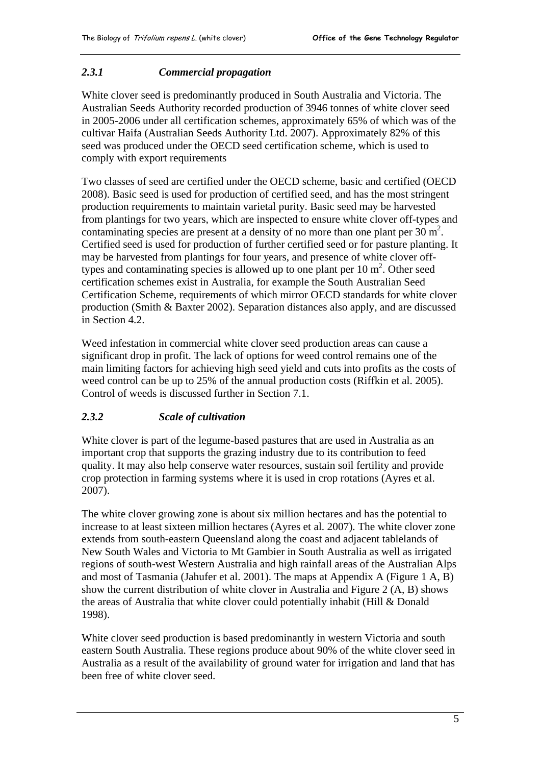### *2.3.1 Commercial propagation*

White clover seed is predominantly produced in South Australia and Victoria. The Australian Seeds Authority recorded production of 3946 tonnes of white clover seed in 2005-2006 under all certification schemes, approximately 65% of which was of the cultivar Haifa (Australian Seeds Authority Ltd. 2007). Approximately 82% of this seed was produced under the OECD seed certification scheme, which is used to comply with export requirements

Two classes of seed are certified under the OECD scheme, basic and certified (OECD 2008). Basic seed is used for production of certified seed, and has the most stringent production requirements to maintain varietal purity. Basic seed may be harvested from plantings for two years, which are inspected to ensure white clover off-types and contaminating species are present at a density of no more than one plant per 30 $m^2$. Certified seed is used for production of further certified seed or for pasture planting. It may be harvested from plantings for four years, and presence of white clover off-types and contaminating species is allowed up to one plant per 10 $m^2$. Other seed certification schemes exist in Australia, for example the South Australian Seed Certification Scheme, requirements of which mirror OECD standards for white clover production (Smith & Baxter 2002). Separation distances also apply, and are discussed in Section 4.2.

Weed infestation in commercial white clover seed production areas can cause a significant drop in profit. The lack of options for weed control remains one of the main limiting factors for achieving high seed yield and cuts into profits as the costs of weed control can be up to 25% of the annual production costs (Riffkin et al. 2005). Control of weeds is discussed further in Section 7.1.

### *2.3.2 Scale of cultivation*

White clover is part of the legume-based pastures that are used in Australia as an important crop that supports the grazing industry due to its contribution to feed quality. It may also help conserve water resources, sustain soil fertility and provide crop protection in farming systems where it is used in crop rotations (Ayres et al. 2007).

The white clover growing zone is about six million hectares and has the potential to increase to at least sixteen million hectares (Ayres et al. 2007). The white clover zone extends from south-eastern Queensland along the coast and adjacent tablelands of New South Wales and Victoria to Mt Gambier in South Australia as well as irrigated regions of south-west Western Australia and high rainfall areas of the Australian Alps and most of Tasmania (Jahufer et al. 2001). The maps at Appendix A (Figure 1 A, B) show the current distribution of white clover in Australia and Figure 2 (A, B) shows the areas of Australia that white clover could potentially inhabit (Hill & Donald 1998).

White clover seed production is based predominantly in western Victoria and south eastern South Australia. These regions produce about 90% of the white clover seed in Australia as a result of the availability of ground water for irrigation and land that has been free of white clover seed.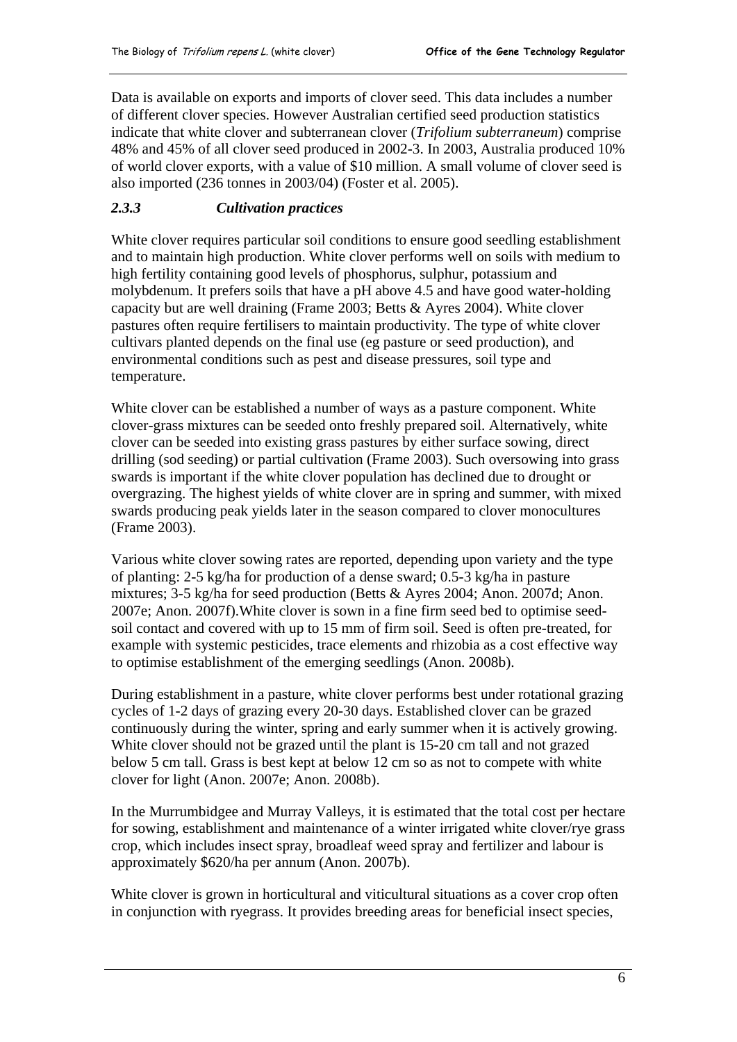Data is available on exports and imports of clover seed. This data includes a number of different clover species. However Australian certified seed production statistics indicate that white clover and subterranean clover (*Trifolium subterraneum*) comprise 48% and 45% of all clover seed produced in 2002-3. In 2003, Australia produced 10% of world clover exports, with a value of $10 million. A small volume of clover seed is also imported (236 tonnes in 2003/04) (Foster et al. 2005).

### *2.3.3 Cultivation practices*

White clover requires particular soil conditions to ensure good seedling establishment and to maintain high production. White clover performs well on soils with medium to high fertility containing good levels of phosphorus, sulphur, potassium and molybdenum. It prefers soils that have a pH above 4.5 and have good water-holding capacity but are well draining (Frame 2003; Betts & Ayres 2004). White clover pastures often require fertilisers to maintain productivity. The type of white clover cultivars planted depends on the final use (eg pasture or seed production), and environmental conditions such as pest and disease pressures, soil type and temperature.

White clover can be established a number of ways as a pasture component. White clover-grass mixtures can be seeded onto freshly prepared soil. Alternatively, white clover can be seeded into existing grass pastures by either surface sowing, direct drilling (sod seeding) or partial cultivation (Frame 2003). Such oversowing into grass swards is important if the white clover population has declined due to drought or overgrazing. The highest yields of white clover are in spring and summer, with mixed swards producing peak yields later in the season compared to clover monocultures (Frame 2003).

Various white clover sowing rates are reported, depending upon variety and the type of planting: 2-5 kg/ha for production of a dense sward; 0.5-3 kg/ha in pasture mixtures; 3-5 kg/ha for seed production (Betts & Ayres 2004; Anon. 2007d; Anon. 2007e; Anon. 2007f).White clover is sown in a fine firm seed bed to optimise seed-soil contact and covered with up to 15 mm of firm soil. Seed is often pre-treated, for example with systemic pesticides, trace elements and rhizobia as a cost effective way to optimise establishment of the emerging seedlings (Anon. 2008b).

During establishment in a pasture, white clover performs best under rotational grazing cycles of 1-2 days of grazing every 20-30 days. Established clover can be grazed continuously during the winter, spring and early summer when it is actively growing. White clover should not be grazed until the plant is 15-20 cm tall and not grazed below 5 cm tall. Grass is best kept at below 12 cm so as not to compete with white clover for light (Anon. 2007e; Anon. 2008b).

In the Murrumbidgee and Murray Valleys, it is estimated that the total cost per hectare for sowing, establishment and maintenance of a winter irrigated white clover/rye grass crop, which includes insect spray, broadleaf weed spray and fertilizer and labour is approximately $620/ha per annum (Anon. 2007b).

White clover is grown in horticultural and viticultural situations as a cover crop often in conjunction with ryegrass. It provides breeding areas for beneficial insect species,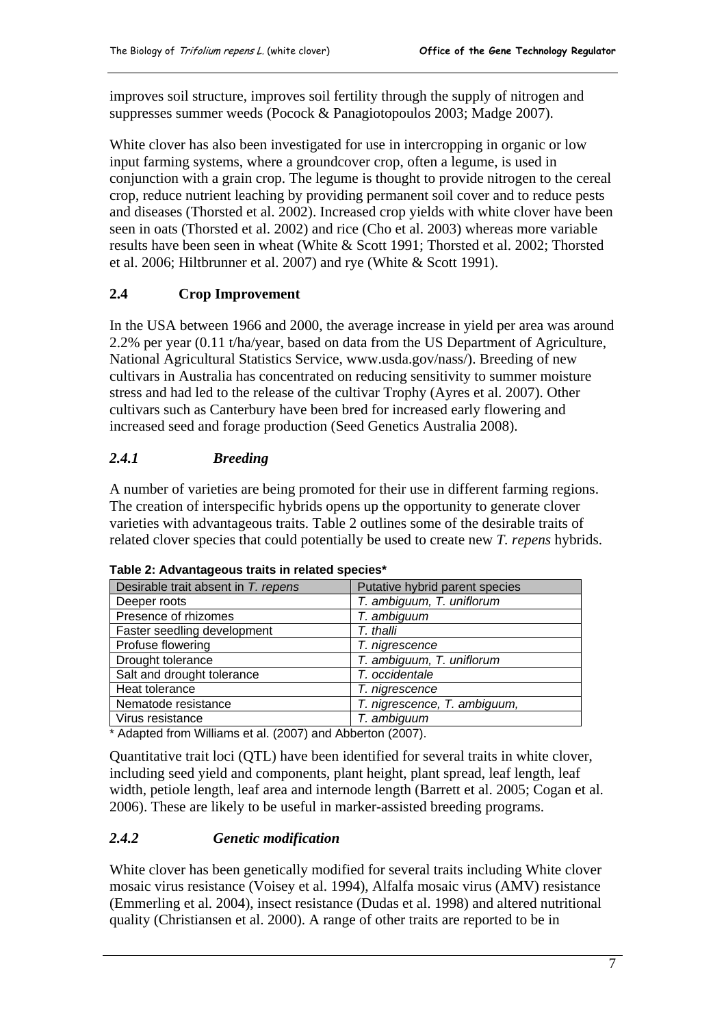improves soil structure, improves soil fertility through the supply of nitrogen and suppresses summer weeds (Pocock & Panagiotopoulos 2003; Madge 2007).

White clover has also been investigated for use in intercropping in organic or low input farming systems, where a groundcover crop, often a legume, is used in conjunction with a grain crop. The legume is thought to provide nitrogen to the cereal crop, reduce nutrient leaching by providing permanent soil cover and to reduce pests and diseases (Thorsted et al. 2002). Increased crop yields with white clover have been seen in oats (Thorsted et al. 2002) and rice (Cho et al. 2003) whereas more variable results have been seen in wheat (White & Scott 1991; Thorsted et al. 2002; Thorsted et al. 2006; Hiltbrunner et al. 2007) and rye (White & Scott 1991).

## 2.4 Crop Improvement

In the USA between 1966 and 2000, the average increase in yield per area was around 2.2% per year (0.11 t/ha/year, based on data from the US Department of Agriculture, National Agricultural Statistics Service, www.usda.gov/nass/). Breeding of new cultivars in Australia has concentrated on reducing sensitivity to summer moisture stress and had led to the release of the cultivar Trophy (Ayres et al. 2007). Other cultivars such as Canterbury have been bred for increased early flowering and increased seed and forage production (Seed Genetics Australia 2008).

### *2.4.1 Breeding*

A number of varieties are being promoted for their use in different farming regions. The creation of interspecific hybrids opens up the opportunity to generate clover varieties with advantageous traits. Table 2 outlines some of the desirable traits of related clover species that could potentially be used to create new *T. repens* hybrids.

**Table 2: Advantageous traits in related species***

| Desirable trait absent in *T. repens* | Putative hybrid parent species |
|---|---|
| Deeper roots | *T. ambiguum, T. uniflorum* |
| Presence of rhizomes | *T. ambiguum* |
| Faster seedling development | *T. thalli* |
| Profuse flowering | *T. nigrescence* |
| Drought tolerance | *T. ambiguum, T. uniflorum* |
| Salt and drought tolerance | *T. occidentale* |
| Heat tolerance | *T. nigrescence* |
| Nematode resistance | *T. nigrescence, T. ambiguum,* |
| Virus resistance | *T. ambiguum* |

\* Adapted from Williams et al. (2007) and Abberton (2007).

Quantitative trait loci (QTL) have been identified for several traits in white clover, including seed yield and components, plant height, plant spread, leaf length, leaf width, petiole length, leaf area and internode length (Barrett et al. 2005; Cogan et al. 2006). These are likely to be useful in marker-assisted breeding programs.

### *2.4.2 Genetic modification*

White clover has been genetically modified for several traits including White clover mosaic virus resistance (Voisey et al. 1994), Alfalfa mosaic virus (AMV) resistance (Emmerling et al. 2004), insect resistance (Dudas et al. 1998) and altered nutritional quality (Christiansen et al. 2000). A range of other traits are reported to be in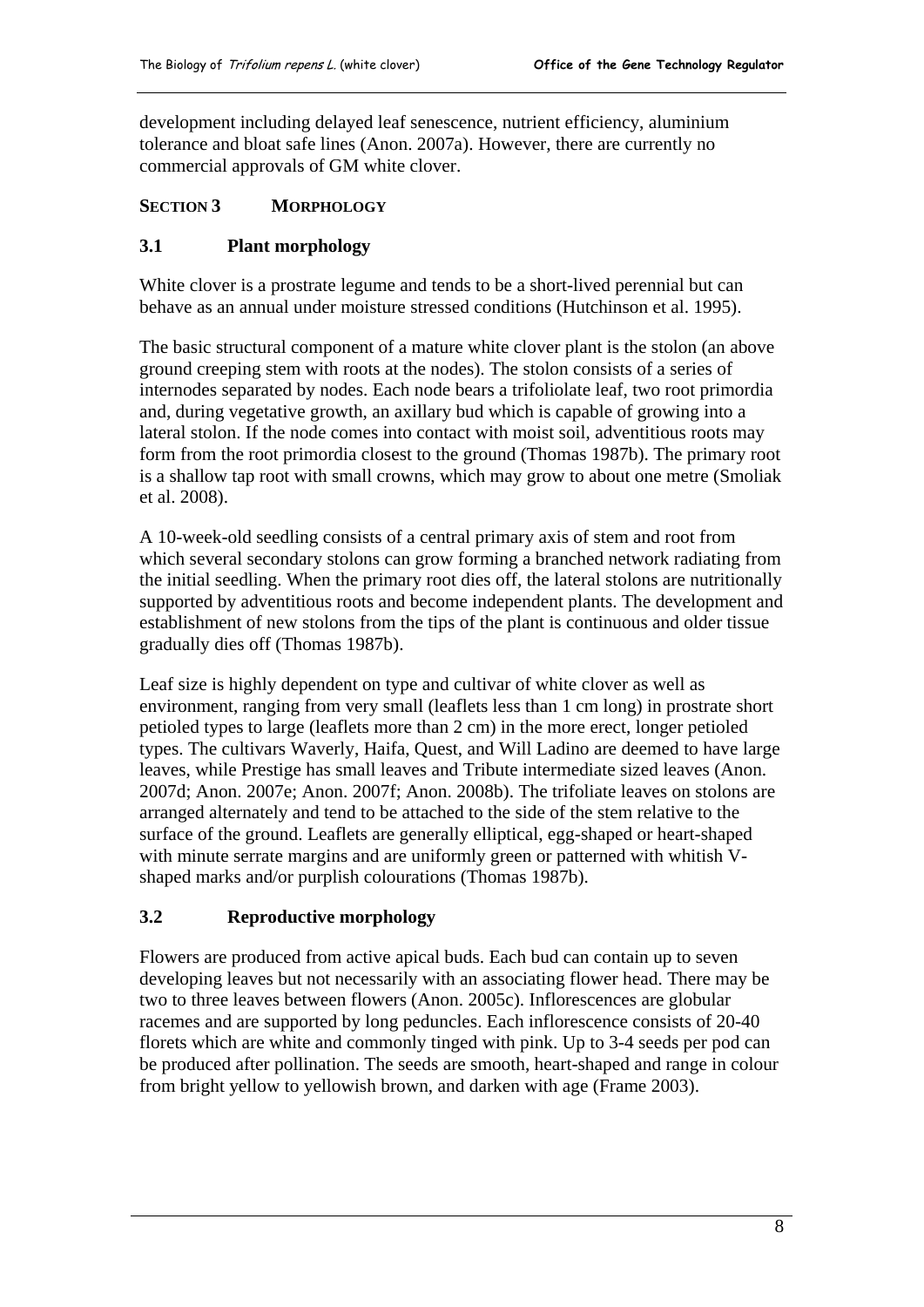development including delayed leaf senescence, nutrient efficiency, aluminium tolerance and bloat safe lines (Anon. 2007a). However, there are currently no commercial approvals of GM white clover.

## SECTION 3 MORPHOLOGY

### 3.1 Plant morphology

White clover is a prostrate legume and tends to be a short-lived perennial but can behave as an annual under moisture stressed conditions (Hutchinson et al. 1995).

The basic structural component of a mature white clover plant is the stolon (an above ground creeping stem with roots at the nodes). The stolon consists of a series of internodes separated by nodes. Each node bears a trifoliolate leaf, two root primordia and, during vegetative growth, an axillary bud which is capable of growing into a lateral stolon. If the node comes into contact with moist soil, adventitious roots may form from the root primordia closest to the ground (Thomas 1987b). The primary root is a shallow tap root with small crowns, which may grow to about one metre (Smoliak et al. 2008).

A 10-week-old seedling consists of a central primary axis of stem and root from which several secondary stolons can grow forming a branched network radiating from the initial seedling. When the primary root dies off, the lateral stolons are nutritionally supported by adventitious roots and become independent plants. The development and establishment of new stolons from the tips of the plant is continuous and older tissue gradually dies off (Thomas 1987b).

Leaf size is highly dependent on type and cultivar of white clover as well as environment, ranging from very small (leaflets less than 1 cm long) in prostrate short petioled types to large (leaflets more than 2 cm) in the more erect, longer petioled types. The cultivars Waverly, Haifa, Quest, and Will Ladino are deemed to have large leaves, while Prestige has small leaves and Tribute intermediate sized leaves (Anon. 2007d; Anon. 2007e; Anon. 2007f; Anon. 2008b). The trifoliate leaves on stolons are arranged alternately and tend to be attached to the side of the stem relative to the surface of the ground. Leaflets are generally elliptical, egg-shaped or heart-shaped with minute serrate margins and are uniformly green or patterned with whitish V-shaped marks and/or purplish colourations (Thomas 1987b).

### 3.2 Reproductive morphology

Flowers are produced from active apical buds. Each bud can contain up to seven developing leaves but not necessarily with an associating flower head. There may be two to three leaves between flowers (Anon. 2005c). Inflorescences are globular racemes and are supported by long peduncles. Each inflorescence consists of 20-40 florets which are white and commonly tinged with pink. Up to 3-4 seeds per pod can be produced after pollination. The seeds are smooth, heart-shaped and range in colour from bright yellow to yellowish brown, and darken with age (Frame 2003).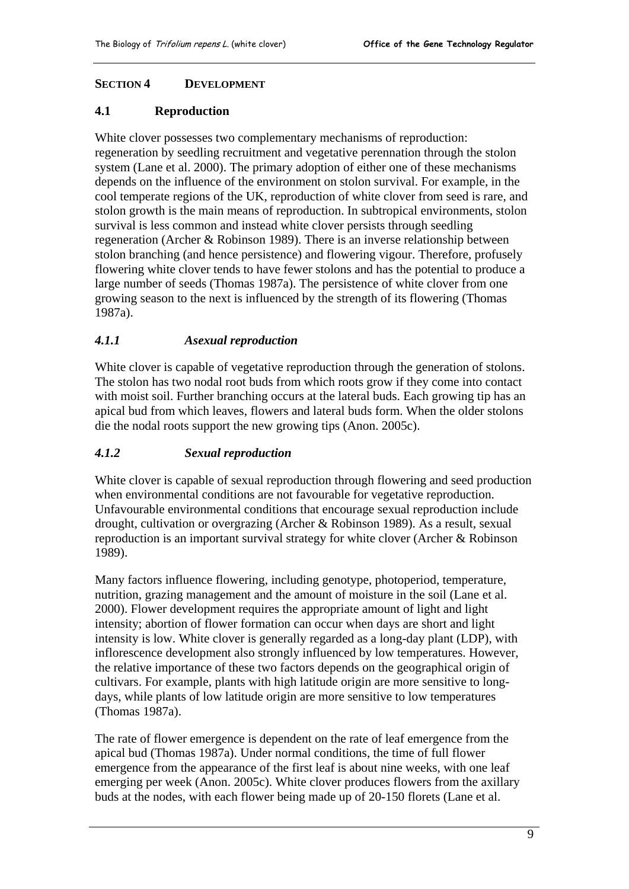## SECTION 4 DEVELOPMENT

### 4.1 Reproduction

White clover possesses two complementary mechanisms of reproduction: regeneration by seedling recruitment and vegetative perennation through the stolon system (Lane et al. 2000). The primary adoption of either one of these mechanisms depends on the influence of the environment on stolon survival. For example, in the cool temperate regions of the UK, reproduction of white clover from seed is rare, and stolon growth is the main means of reproduction. In subtropical environments, stolon survival is less common and instead white clover persists through seedling regeneration (Archer & Robinson 1989). There is an inverse relationship between stolon branching (and hence persistence) and flowering vigour. Therefore, profusely flowering white clover tends to have fewer stolons and has the potential to produce a large number of seeds (Thomas 1987a). The persistence of white clover from one growing season to the next is influenced by the strength of its flowering (Thomas 1987a).

#### *4.1.1 Asexual reproduction*

White clover is capable of vegetative reproduction through the generation of stolons. The stolon has two nodal root buds from which roots grow if they come into contact with moist soil. Further branching occurs at the lateral buds. Each growing tip has an apical bud from which leaves, flowers and lateral buds form. When the older stolons die the nodal roots support the new growing tips (Anon. 2005c).

#### *4.1.2 Sexual reproduction*

White clover is capable of sexual reproduction through flowering and seed production when environmental conditions are not favourable for vegetative reproduction. Unfavourable environmental conditions that encourage sexual reproduction include drought, cultivation or overgrazing (Archer & Robinson 1989). As a result, sexual reproduction is an important survival strategy for white clover (Archer & Robinson 1989).

Many factors influence flowering, including genotype, photoperiod, temperature, nutrition, grazing management and the amount of moisture in the soil (Lane et al. 2000). Flower development requires the appropriate amount of light and light intensity; abortion of flower formation can occur when days are short and light intensity is low. White clover is generally regarded as a long-day plant (LDP), with inflorescence development also strongly influenced by low temperatures. However, the relative importance of these two factors depends on the geographical origin of cultivars. For example, plants with high latitude origin are more sensitive to long-days, while plants of low latitude origin are more sensitive to low temperatures (Thomas 1987a).

The rate of flower emergence is dependent on the rate of leaf emergence from the apical bud (Thomas 1987a). Under normal conditions, the time of full flower emergence from the appearance of the first leaf is about nine weeks, with one leaf emerging per week (Anon. 2005c). White clover produces flowers from the axillary buds at the nodes, with each flower being made up of 20-150 florets (Lane et al.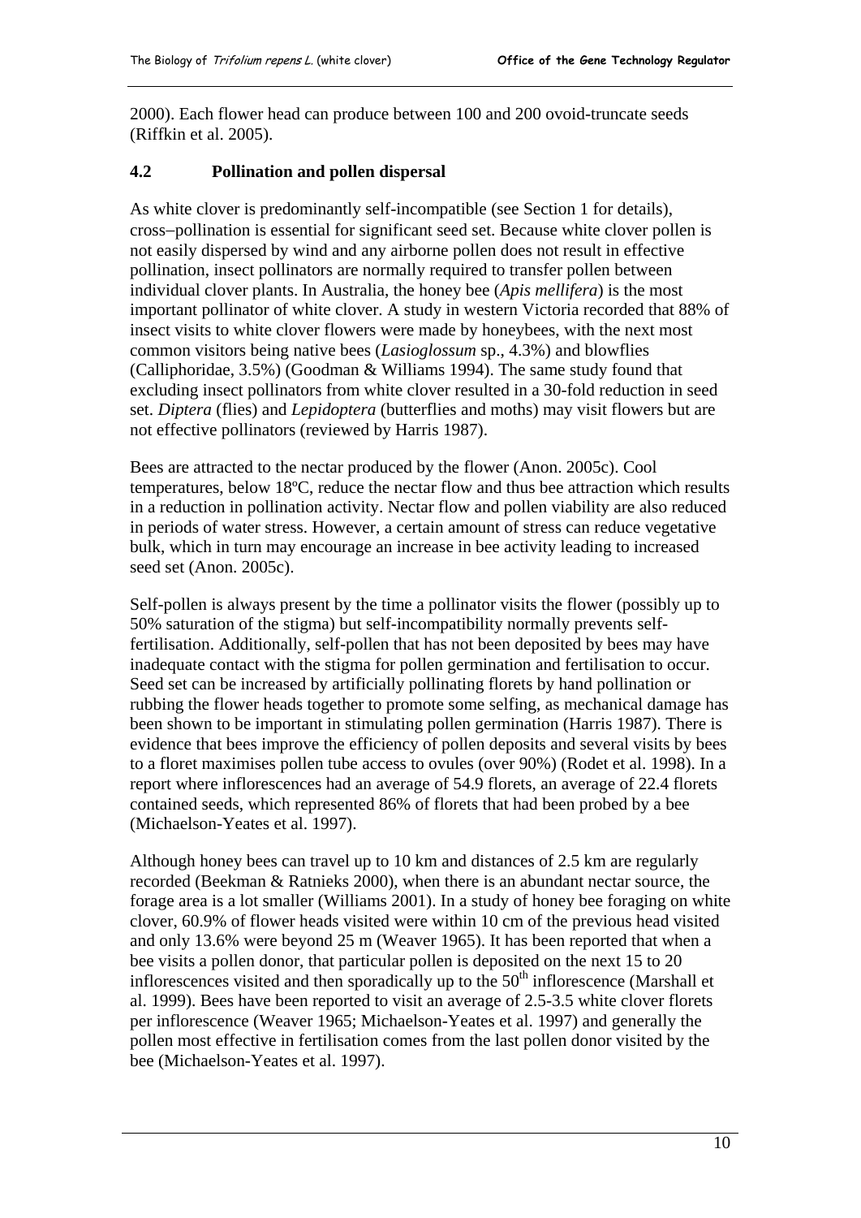2000). Each flower head can produce between 100 and 200 ovoid-truncate seeds (Riffkin et al. 2005).

## 4.2 Pollination and pollen dispersal

As white clover is predominantly self-incompatible (see Section 1 for details), cross–pollination is essential for significant seed set. Because white clover pollen is not easily dispersed by wind and any airborne pollen does not result in effective pollination, insect pollinators are normally required to transfer pollen between individual clover plants. In Australia, the honey bee (*Apis mellifera*) is the most important pollinator of white clover. A study in western Victoria recorded that 88% of insect visits to white clover flowers were made by honeybees, with the next most common visitors being native bees (*Lasioglossum* sp., 4.3%) and blowflies (Calliphoridae, 3.5%) (Goodman & Williams 1994). The same study found that excluding insect pollinators from white clover resulted in a 30-fold reduction in seed set. *Diptera* (flies) and *Lepidoptera* (butterflies and moths) may visit flowers but are not effective pollinators (reviewed by Harris 1987).

Bees are attracted to the nectar produced by the flower (Anon. 2005c). Cool temperatures, below 18ºC, reduce the nectar flow and thus bee attraction which results in a reduction in pollination activity. Nectar flow and pollen viability are also reduced in periods of water stress. However, a certain amount of stress can reduce vegetative bulk, which in turn may encourage an increase in bee activity leading to increased seed set (Anon. 2005c).

Self-pollen is always present by the time a pollinator visits the flower (possibly up to 50% saturation of the stigma) but self-incompatibility normally prevents self-fertilisation. Additionally, self-pollen that has not been deposited by bees may have inadequate contact with the stigma for pollen germination and fertilisation to occur. Seed set can be increased by artificially pollinating florets by hand pollination or rubbing the flower heads together to promote some selfing, as mechanical damage has been shown to be important in stimulating pollen germination (Harris 1987). There is evidence that bees improve the efficiency of pollen deposits and several visits by bees to a floret maximises pollen tube access to ovules (over 90%) (Rodet et al. 1998). In a report where inflorescences had an average of 54.9 florets, an average of 22.4 florets contained seeds, which represented 86% of florets that had been probed by a bee (Michaelson-Yeates et al. 1997).

Although honey bees can travel up to 10 km and distances of 2.5 km are regularly recorded (Beekman & Ratnieks 2000), when there is an abundant nectar source, the forage area is a lot smaller (Williams 2001). In a study of honey bee foraging on white clover, 60.9% of flower heads visited were within 10 cm of the previous head visited and only 13.6% were beyond 25 m (Weaver 1965). It has been reported that when a bee visits a pollen donor, that particular pollen is deposited on the next 15 to 20 inflorescences visited and then sporadically up to the 50th inflorescence (Marshall et al. 1999). Bees have been reported to visit an average of 2.5-3.5 white clover florets per inflorescence (Weaver 1965; Michaelson-Yeates et al. 1997) and generally the pollen most effective in fertilisation comes from the last pollen donor visited by the bee (Michaelson-Yeates et al. 1997).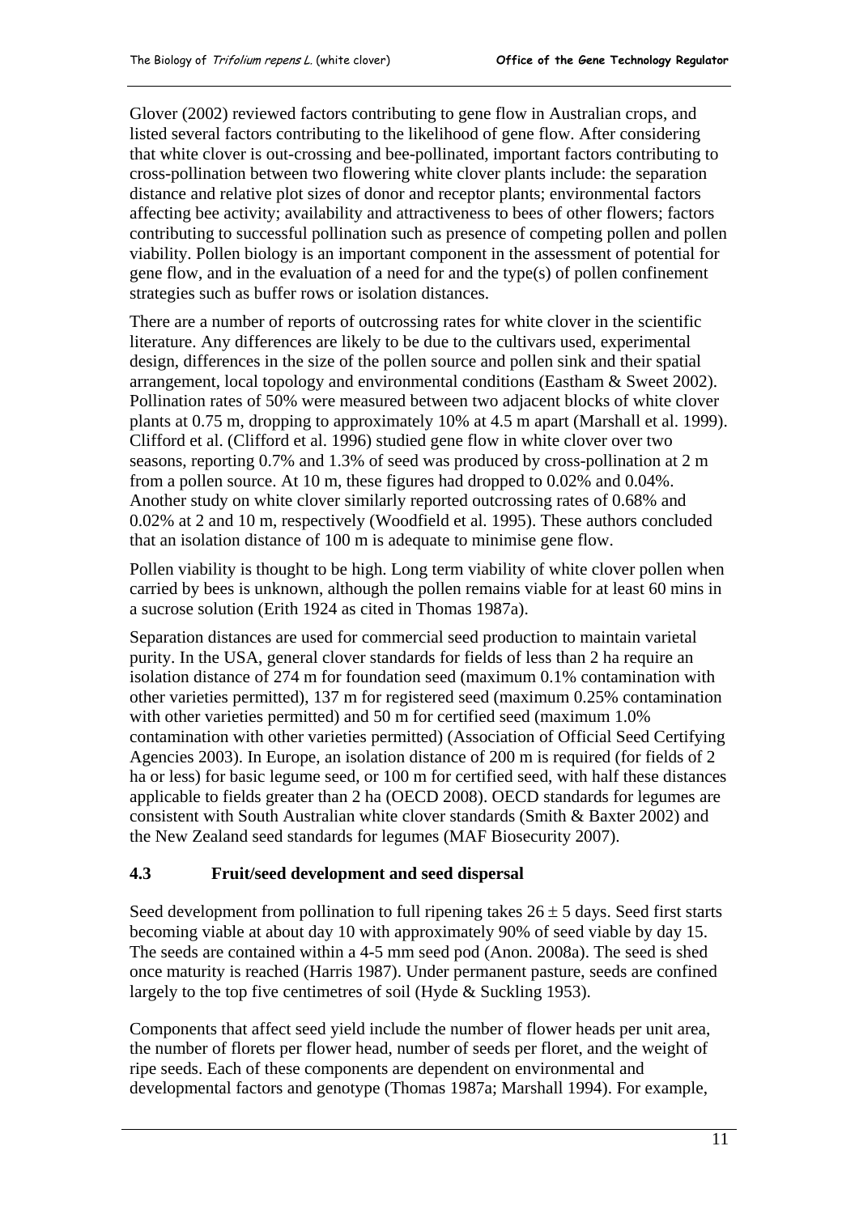Glover (2002) reviewed factors contributing to gene flow in Australian crops, and listed several factors contributing to the likelihood of gene flow. After considering that white clover is out-crossing and bee-pollinated, important factors contributing to cross-pollination between two flowering white clover plants include: the separation distance and relative plot sizes of donor and receptor plants; environmental factors affecting bee activity; availability and attractiveness to bees of other flowers; factors contributing to successful pollination such as presence of competing pollen and pollen viability. Pollen biology is an important component in the assessment of potential for gene flow, and in the evaluation of a need for and the type(s) of pollen confinement strategies such as buffer rows or isolation distances.

There are a number of reports of outcrossing rates for white clover in the scientific literature. Any differences are likely to be due to the cultivars used, experimental design, differences in the size of the pollen source and pollen sink and their spatial arrangement, local topology and environmental conditions (Eastham & Sweet 2002). Pollination rates of 50% were measured between two adjacent blocks of white clover plants at 0.75 m, dropping to approximately 10% at 4.5 m apart (Marshall et al. 1999). Clifford et al. (Clifford et al. 1996) studied gene flow in white clover over two seasons, reporting 0.7% and 1.3% of seed was produced by cross-pollination at 2 m from a pollen source. At 10 m, these figures had dropped to 0.02% and 0.04%. Another study on white clover similarly reported outcrossing rates of 0.68% and 0.02% at 2 and 10 m, respectively (Woodfield et al. 1995). These authors concluded that an isolation distance of 100 m is adequate to minimise gene flow.

Pollen viability is thought to be high. Long term viability of white clover pollen when carried by bees is unknown, although the pollen remains viable for at least 60 mins in a sucrose solution (Erith 1924 as cited in Thomas 1987a).

Separation distances are used for commercial seed production to maintain varietal purity. In the USA, general clover standards for fields of less than 2 ha require an isolation distance of 274 m for foundation seed (maximum 0.1% contamination with other varieties permitted), 137 m for registered seed (maximum 0.25% contamination with other varieties permitted) and 50 m for certified seed (maximum 1.0% contamination with other varieties permitted) (Association of Official Seed Certifying Agencies 2003). In Europe, an isolation distance of 200 m is required (for fields of 2 ha or less) for basic legume seed, or 100 m for certified seed, with half these distances applicable to fields greater than 2 ha (OECD 2008). OECD standards for legumes are consistent with South Australian white clover standards (Smith & Baxter 2002) and the New Zealand seed standards for legumes (MAF Biosecurity 2007).

### 4.3 Fruit/seed development and seed dispersal

Seed development from pollination to full ripening takes $26 \pm 5$ days. Seed first starts becoming viable at about day 10 with approximately 90% of seed viable by day 15. The seeds are contained within a 4-5 mm seed pod (Anon. 2008a). The seed is shed once maturity is reached (Harris 1987). Under permanent pasture, seeds are confined largely to the top five centimetres of soil (Hyde & Suckling 1953).

Components that affect seed yield include the number of flower heads per unit area, the number of florets per flower head, number of seeds per floret, and the weight of ripe seeds. Each of these components are dependent on environmental and developmental factors and genotype (Thomas 1987a; Marshall 1994). For example,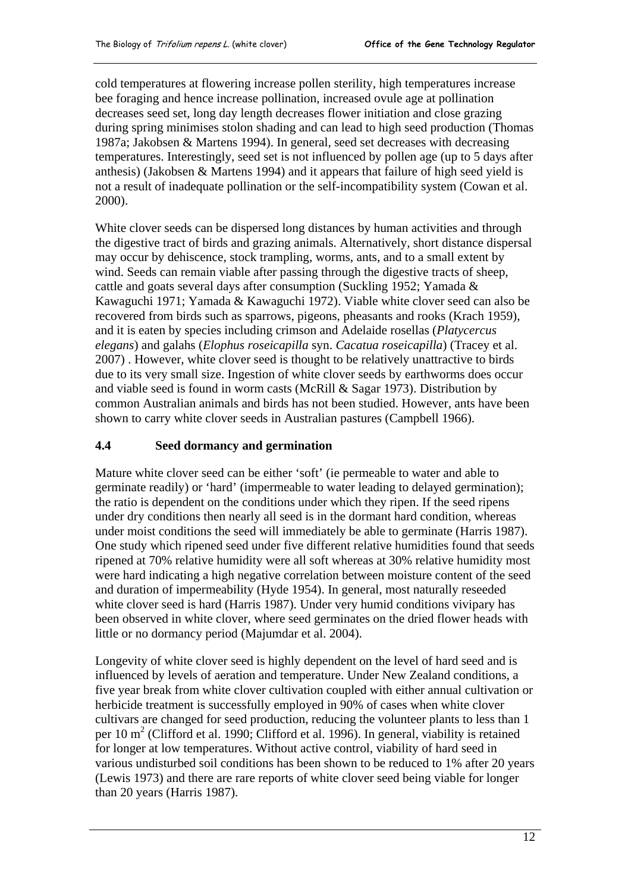cold temperatures at flowering increase pollen sterility, high temperatures increase bee foraging and hence increase pollination, increased ovule age at pollination decreases seed set, long day length decreases flower initiation and close grazing during spring minimises stolon shading and can lead to high seed production (Thomas 1987a; Jakobsen & Martens 1994). In general, seed set decreases with decreasing temperatures. Interestingly, seed set is not influenced by pollen age (up to 5 days after anthesis) (Jakobsen & Martens 1994) and it appears that failure of high seed yield is not a result of inadequate pollination or the self-incompatibility system (Cowan et al. 2000).

White clover seeds can be dispersed long distances by human activities and through the digestive tract of birds and grazing animals. Alternatively, short distance dispersal may occur by dehiscence, stock trampling, worms, ants, and to a small extent by wind. Seeds can remain viable after passing through the digestive tracts of sheep, cattle and goats several days after consumption (Suckling 1952; Yamada & Kawaguchi 1971; Yamada & Kawaguchi 1972). Viable white clover seed can also be recovered from birds such as sparrows, pigeons, pheasants and rooks (Krach 1959), and it is eaten by species including crimson and Adelaide rosellas (*Platycercus elegans*) and galahs (*Elophus roseicapilla* syn. *Cacatua roseicapilla*) (Tracey et al. 2007) . However, white clover seed is thought to be relatively unattractive to birds due to its very small size. Ingestion of white clover seeds by earthworms does occur and viable seed is found in worm casts (McRill & Sagar 1973). Distribution by common Australian animals and birds has not been studied. However, ants have been shown to carry white clover seeds in Australian pastures (Campbell 1966).

### 4.4 Seed dormancy and germination

Mature white clover seed can be either 'soft' (ie permeable to water and able to germinate readily) or 'hard' (impermeable to water leading to delayed germination); the ratio is dependent on the conditions under which they ripen. If the seed ripens under dry conditions then nearly all seed is in the dormant hard condition, whereas under moist conditions the seed will immediately be able to germinate (Harris 1987). One study which ripened seed under five different relative humidities found that seeds ripened at 70% relative humidity were all soft whereas at 30% relative humidity most were hard indicating a high negative correlation between moisture content of the seed and duration of impermeability (Hyde 1954). In general, most naturally reseeded white clover seed is hard (Harris 1987). Under very humid conditions vivipary has been observed in white clover, where seed germinates on the dried flower heads with little or no dormancy period (Majumdar et al. 2004).

Longevity of white clover seed is highly dependent on the level of hard seed and is influenced by levels of aeration and temperature. Under New Zealand conditions, a five year break from white clover cultivation coupled with either annual cultivation or herbicide treatment is successfully employed in 90% of cases when white clover cultivars are changed for seed production, reducing the volunteer plants to less than 1 per 10 $m^2$ (Clifford et al. 1990; Clifford et al. 1996). In general, viability is retained for longer at low temperatures. Without active control, viability of hard seed in various undisturbed soil conditions has been shown to be reduced to 1% after 20 years (Lewis 1973) and there are rare reports of white clover seed being viable for longer than 20 years (Harris 1987).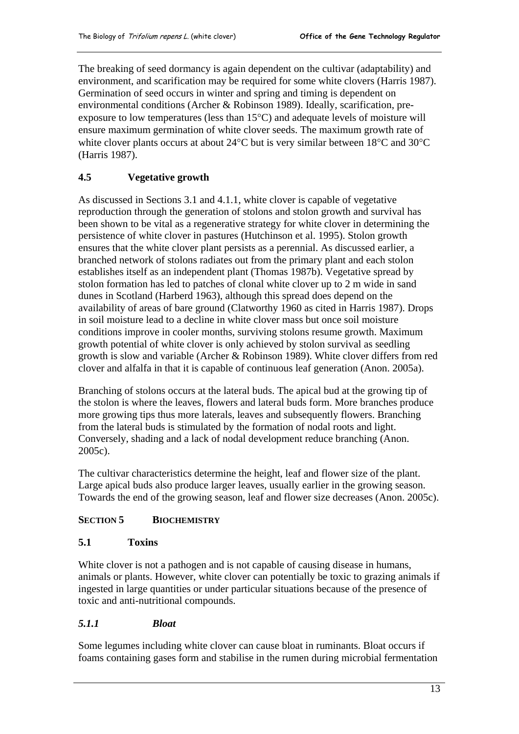The breaking of seed dormancy is again dependent on the cultivar (adaptability) and environment, and scarification may be required for some white clovers (Harris 1987). Germination of seed occurs in winter and spring and timing is dependent on environmental conditions (Archer & Robinson 1989). Ideally, scarification, pre-exposure to low temperatures (less than 15°C) and adequate levels of moisture will ensure maximum germination of white clover seeds. The maximum growth rate of white clover plants occurs at about 24°C but is very similar between 18°C and 30°C (Harris 1987).

## 4.5 Vegetative growth

As discussed in Sections 3.1 and 4.1.1, white clover is capable of vegetative reproduction through the generation of stolons and stolon growth and survival has been shown to be vital as a regenerative strategy for white clover in determining the persistence of white clover in pastures (Hutchinson et al. 1995). Stolon growth ensures that the white clover plant persists as a perennial. As discussed earlier, a branched network of stolons radiates out from the primary plant and each stolon establishes itself as an independent plant (Thomas 1987b). Vegetative spread by stolon formation has led to patches of clonal white clover up to 2 m wide in sand dunes in Scotland (Harberd 1963), although this spread does depend on the availability of areas of bare ground (Clatworthy 1960 as cited in Harris 1987). Drops in soil moisture lead to a decline in white clover mass but once soil moisture conditions improve in cooler months, surviving stolons resume growth. Maximum growth potential of white clover is only achieved by stolon survival as seedling growth is slow and variable (Archer & Robinson 1989). White clover differs from red clover and alfalfa in that it is capable of continuous leaf generation (Anon. 2005a).

Branching of stolons occurs at the lateral buds. The apical bud at the growing tip of the stolon is where the leaves, flowers and lateral buds form. More branches produce more growing tips thus more laterals, leaves and subsequently flowers. Branching from the lateral buds is stimulated by the formation of nodal roots and light. Conversely, shading and a lack of nodal development reduce branching (Anon. 2005c).

The cultivar characteristics determine the height, leaf and flower size of the plant. Large apical buds also produce larger leaves, usually earlier in the growing season. Towards the end of the growing season, leaf and flower size decreases (Anon. 2005c).

# SECTION 5 BIOCHEMISTRY

## 5.1 Toxins

White clover is not a pathogen and is not capable of causing disease in humans, animals or plants. However, white clover can potentially be toxic to grazing animals if ingested in large quantities or under particular situations because of the presence of toxic and anti-nutritional compounds.

### *5.1.1 Bloat*

Some legumes including white clover can cause bloat in ruminants. Bloat occurs if foams containing gases form and stabilise in the rumen during microbial fermentation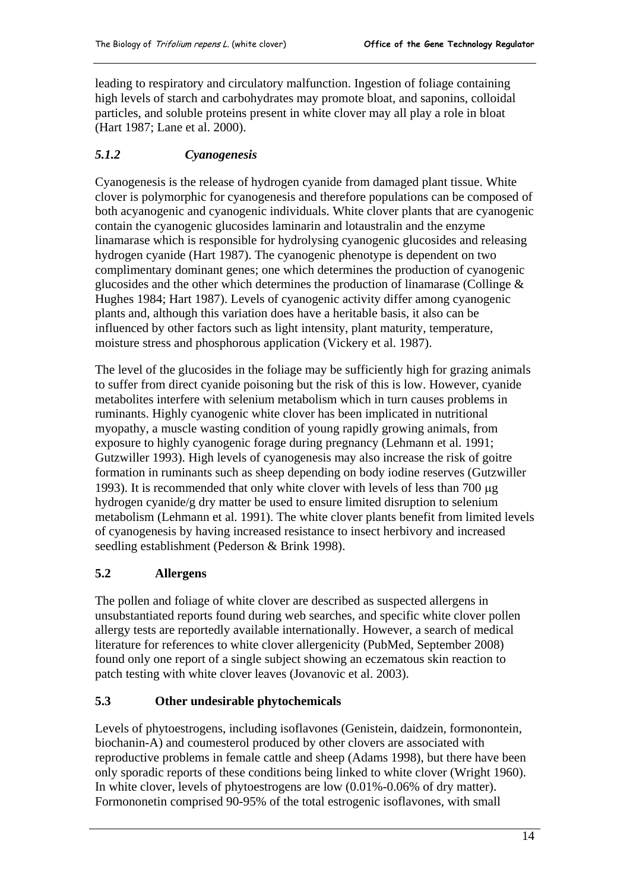leading to respiratory and circulatory malfunction. Ingestion of foliage containing high levels of starch and carbohydrates may promote bloat, and saponins, colloidal particles, and soluble proteins present in white clover may all play a role in bloat (Hart 1987; Lane et al. 2000).

### *5.1.2 Cyanogenesis*

Cyanogenesis is the release of hydrogen cyanide from damaged plant tissue. White clover is polymorphic for cyanogenesis and therefore populations can be composed of both acyanogenic and cyanogenic individuals. White clover plants that are cyanogenic contain the cyanogenic glucosides laminarin and lotaustralin and the enzyme linamarase which is responsible for hydrolysing cyanogenic glucosides and releasing hydrogen cyanide (Hart 1987). The cyanogenic phenotype is dependent on two complimentary dominant genes; one which determines the production of cyanogenic glucosides and the other which determines the production of linamarase (Collinge & Hughes 1984; Hart 1987). Levels of cyanogenic activity differ among cyanogenic plants and, although this variation does have a heritable basis, it also can be influenced by other factors such as light intensity, plant maturity, temperature, moisture stress and phosphorous application (Vickery et al. 1987).

The level of the glucosides in the foliage may be sufficiently high for grazing animals to suffer from direct cyanide poisoning but the risk of this is low. However, cyanide metabolites interfere with selenium metabolism which in turn causes problems in ruminants. Highly cyanogenic white clover has been implicated in nutritional myopathy, a muscle wasting condition of young rapidly growing animals, from exposure to highly cyanogenic forage during pregnancy (Lehmann et al. 1991; Gutzwiller 1993). High levels of cyanogenesis may also increase the risk of goitre formation in ruminants such as sheep depending on body iodine reserves (Gutzwiller 1993). It is recommended that only white clover with levels of less than 700 μg hydrogen cyanide/g dry matter be used to ensure limited disruption to selenium metabolism (Lehmann et al. 1991). The white clover plants benefit from limited levels of cyanogenesis by having increased resistance to insect herbivory and increased seedling establishment (Pederson & Brink 1998).

## 5.2 Allergens

The pollen and foliage of white clover are described as suspected allergens in unsubstantiated reports found during web searches, and specific white clover pollen allergy tests are reportedly available internationally. However, a search of medical literature for references to white clover allergenicity (PubMed, September 2008) found only one report of a single subject showing an eczematous skin reaction to patch testing with white clover leaves (Jovanovic et al. 2003).

## 5.3 Other undesirable phytochemicals

Levels of phytoestrogens, including isoflavones (Genistein, daidzein, formonontein, biochanin-A) and coumesterol produced by other clovers are associated with reproductive problems in female cattle and sheep (Adams 1998), but there have been only sporadic reports of these conditions being linked to white clover (Wright 1960). In white clover, levels of phytoestrogens are low (0.01%-0.06% of dry matter). Formononetin comprised 90-95% of the total estrogenic isoflavones, with small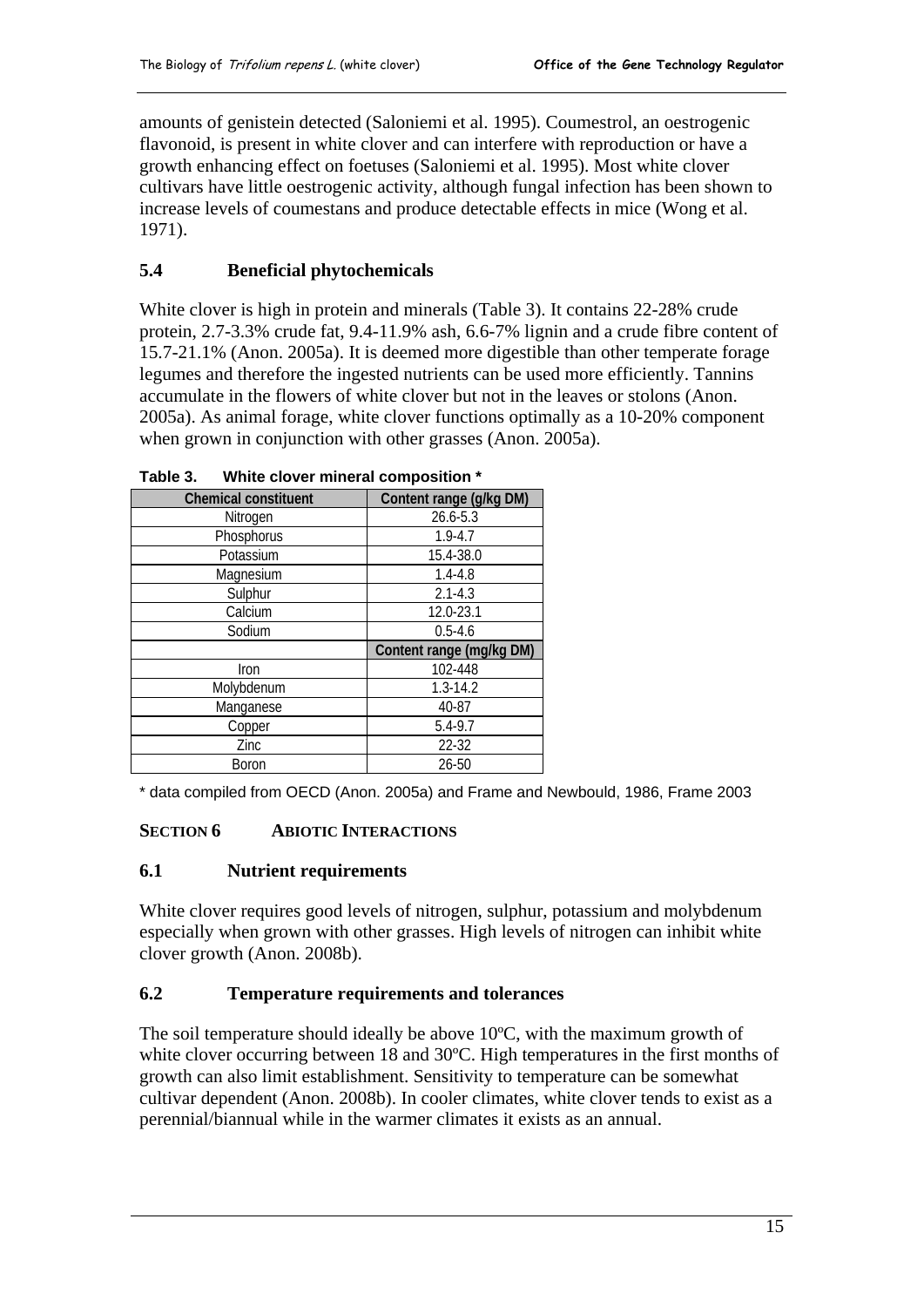amounts of genistein detected (Saloniemi et al. 1995). Coumestrol, an oestrogenic flavonoid, is present in white clover and can interfere with reproduction or have a growth enhancing effect on foetuses (Saloniemi et al. 1995). Most white clover cultivars have little oestrogenic activity, although fungal infection has been shown to increase levels of coumestans and produce detectable effects in mice (Wong et al. 1971).

### 5.4 Beneficial phytochemicals

White clover is high in protein and minerals (Table 3). It contains 22-28% crude protein, 2.7-3.3% crude fat, 9.4-11.9% ash, 6.6-7% lignin and a crude fibre content of 15.7-21.1% (Anon. 2005a). It is deemed more digestible than other temperate forage legumes and therefore the ingested nutrients can be used more efficiently. Tannins accumulate in the flowers of white clover but not in the leaves or stolons (Anon. 2005a). As animal forage, white clover functions optimally as a 10-20% component when grown in conjunction with other grasses (Anon. 2005a).

**Table 3. White clover mineral composition ***

| Chemical constituent | Content range (g/kg DM) |
|---|---|
| Nitrogen | 26.6-5.3 |
| Phosphorus | 1.9-4.7 |
| Potassium | 15.4-38.0 |
| Magnesium | 1.4-4.8 |
| Sulphur | 2.1-4.3 |
| Calcium | 12.0-23.1 |
| Sodium | 0.5-4.6 |
| | **Content range (mg/kg DM)** |
| Iron | 102-448 |
| Molybdenum | 1.3-14.2 |
| Manganese | 40-87 |
| Copper | 5.4-9.7 |
| Zinc | 22-32 |
| Boron | 26-50 |

* data compiled from OECD (Anon. 2005a) and Frame and Newbould, 1986, Frame 2003

## SECTION 6 ABIOTIC INTERACTIONS

### 6.1 Nutrient requirements

White clover requires good levels of nitrogen, sulphur, potassium and molybdenum especially when grown with other grasses. High levels of nitrogen can inhibit white clover growth (Anon. 2008b).

### 6.2 Temperature requirements and tolerances

The soil temperature should ideally be above 10ºC, with the maximum growth of white clover occurring between 18 and 30ºC. High temperatures in the first months of growth can also limit establishment. Sensitivity to temperature can be somewhat cultivar dependent (Anon. 2008b). In cooler climates, white clover tends to exist as a perennial/biannual while in the warmer climates it exists as an annual.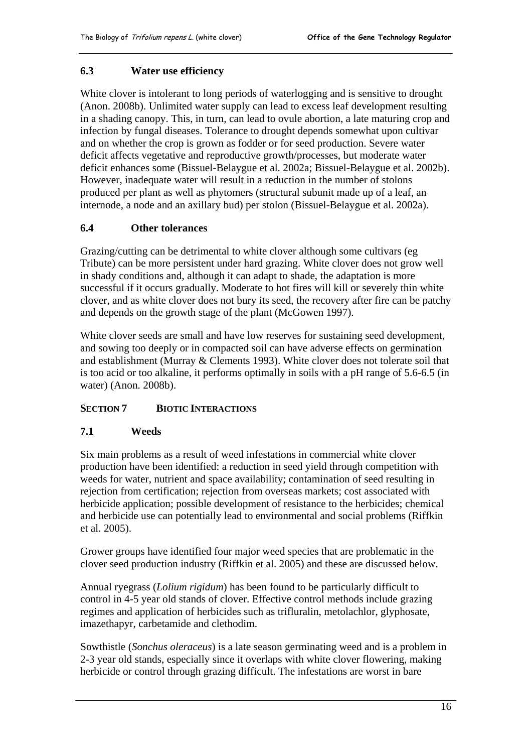### 6.3 Water use efficiency

White clover is intolerant to long periods of waterlogging and is sensitive to drought (Anon. 2008b). Unlimited water supply can lead to excess leaf development resulting in a shading canopy. This, in turn, can lead to ovule abortion, a late maturing crop and infection by fungal diseases. Tolerance to drought depends somewhat upon cultivar and on whether the crop is grown as fodder or for seed production. Severe water deficit affects vegetative and reproductive growth/processes, but moderate water deficit enhances some (Bissuel-Belaygue et al. 2002a; Bissuel-Belaygue et al. 2002b). However, inadequate water will result in a reduction in the number of stolons produced per plant as well as phytomers (structural subunit made up of a leaf, an internode, a node and an axillary bud) per stolon (Bissuel-Belaygue et al. 2002a).

### 6.4 Other tolerances

Grazing/cutting can be detrimental to white clover although some cultivars (eg Tribute) can be more persistent under hard grazing. White clover does not grow well in shady conditions and, although it can adapt to shade, the adaptation is more successful if it occurs gradually. Moderate to hot fires will kill or severely thin white clover, and as white clover does not bury its seed, the recovery after fire can be patchy and depends on the growth stage of the plant (McGowen 1997).

White clover seeds are small and have low reserves for sustaining seed development, and sowing too deeply or in compacted soil can have adverse effects on germination and establishment (Murray & Clements 1993). White clover does not tolerate soil that is too acid or too alkaline, it performs optimally in soils with a pH range of 5.6-6.5 (in water) (Anon. 2008b).

## SECTION 7 BIOTIC INTERACTIONS

### 7.1 Weeds

Six main problems as a result of weed infestations in commercial white clover production have been identified: a reduction in seed yield through competition with weeds for water, nutrient and space availability; contamination of seed resulting in rejection from certification; rejection from overseas markets; cost associated with herbicide application; possible development of resistance to the herbicides; chemical and herbicide use can potentially lead to environmental and social problems (Riffkin et al. 2005).

Grower groups have identified four major weed species that are problematic in the clover seed production industry (Riffkin et al. 2005) and these are discussed below.

Annual ryegrass (*Lolium rigidum*) has been found to be particularly difficult to control in 4-5 year old stands of clover. Effective control methods include grazing regimes and application of herbicides such as trifluralin, metolachlor, glyphosate, imazethapyr, carbetamide and clethodim.

Sowthistle (*Sonchus oleraceus*) is a late season germinating weed and is a problem in 2-3 year old stands, especially since it overlaps with white clover flowering, making herbicide or control through grazing difficult. The infestations are worst in bare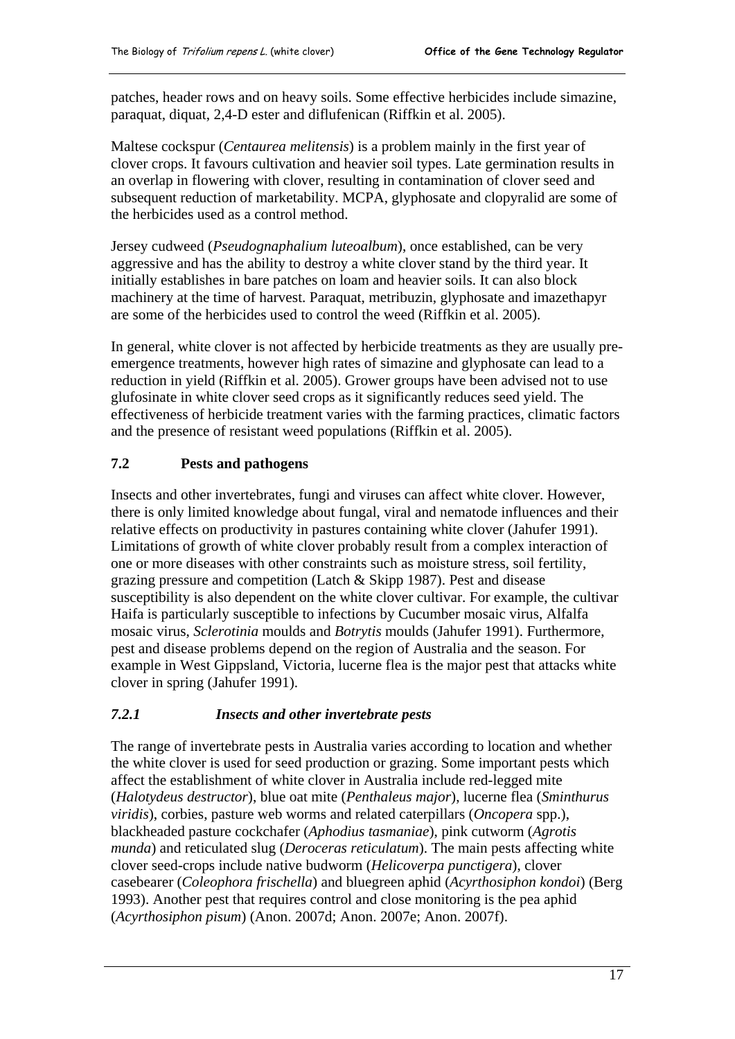patches, header rows and on heavy soils. Some effective herbicides include simazine, paraquat, diquat, 2,4-D ester and diflufenican (Riffkin et al. 2005).

Maltese cockspur (*Centaurea melitensis*) is a problem mainly in the first year of clover crops. It favours cultivation and heavier soil types. Late germination results in an overlap in flowering with clover, resulting in contamination of clover seed and subsequent reduction of marketability. MCPA, glyphosate and clopyralid are some of the herbicides used as a control method.

Jersey cudweed (*Pseudognaphalium luteoalbum*), once established, can be very aggressive and has the ability to destroy a white clover stand by the third year. It initially establishes in bare patches on loam and heavier soils. It can also block machinery at the time of harvest. Paraquat, metribuzin, glyphosate and imazethapyr are some of the herbicides used to control the weed (Riffkin et al. 2005).

In general, white clover is not affected by herbicide treatments as they are usually pre-emergence treatments, however high rates of simazine and glyphosate can lead to a reduction in yield (Riffkin et al. 2005). Grower groups have been advised not to use glufosinate in white clover seed crops as it significantly reduces seed yield. The effectiveness of herbicide treatment varies with the farming practices, climatic factors and the presence of resistant weed populations (Riffkin et al. 2005).

## 7.2 Pests and pathogens

Insects and other invertebrates, fungi and viruses can affect white clover. However, there is only limited knowledge about fungal, viral and nematode influences and their relative effects on productivity in pastures containing white clover (Jahufer 1991). Limitations of growth of white clover probably result from a complex interaction of one or more diseases with other constraints such as moisture stress, soil fertility, grazing pressure and competition (Latch & Skipp 1987). Pest and disease susceptibility is also dependent on the white clover cultivar. For example, the cultivar Haifa is particularly susceptible to infections by Cucumber mosaic virus, Alfalfa mosaic virus, *Sclerotinia* moulds and *Botrytis* moulds (Jahufer 1991). Furthermore, pest and disease problems depend on the region of Australia and the season. For example in West Gippsland, Victoria, lucerne flea is the major pest that attacks white clover in spring (Jahufer 1991).

### *7.2.1 Insects and other invertebrate pests*

The range of invertebrate pests in Australia varies according to location and whether the white clover is used for seed production or grazing. Some important pests which affect the establishment of white clover in Australia include red-legged mite (*Halotydeus destructor*), blue oat mite (*Penthaleus major*), lucerne flea (*Sminthurus viridis*), corbies, pasture web worms and related caterpillars (*Oncopera* spp.), blackheaded pasture cockchafer (*Aphodius tasmaniae*), pink cutworm (*Agrotis munda*) and reticulated slug (*Deroceras reticulatum*). The main pests affecting white clover seed-crops include native budworm (*Helicoverpa punctigera*), clover casebearer (*Coleophora frischella*) and bluegreen aphid (*Acyrthosiphon kondoi*) (Berg 1993). Another pest that requires control and close monitoring is the pea aphid (*Acyrthosiphon pisum*) (Anon. 2007d; Anon. 2007e; Anon. 2007f).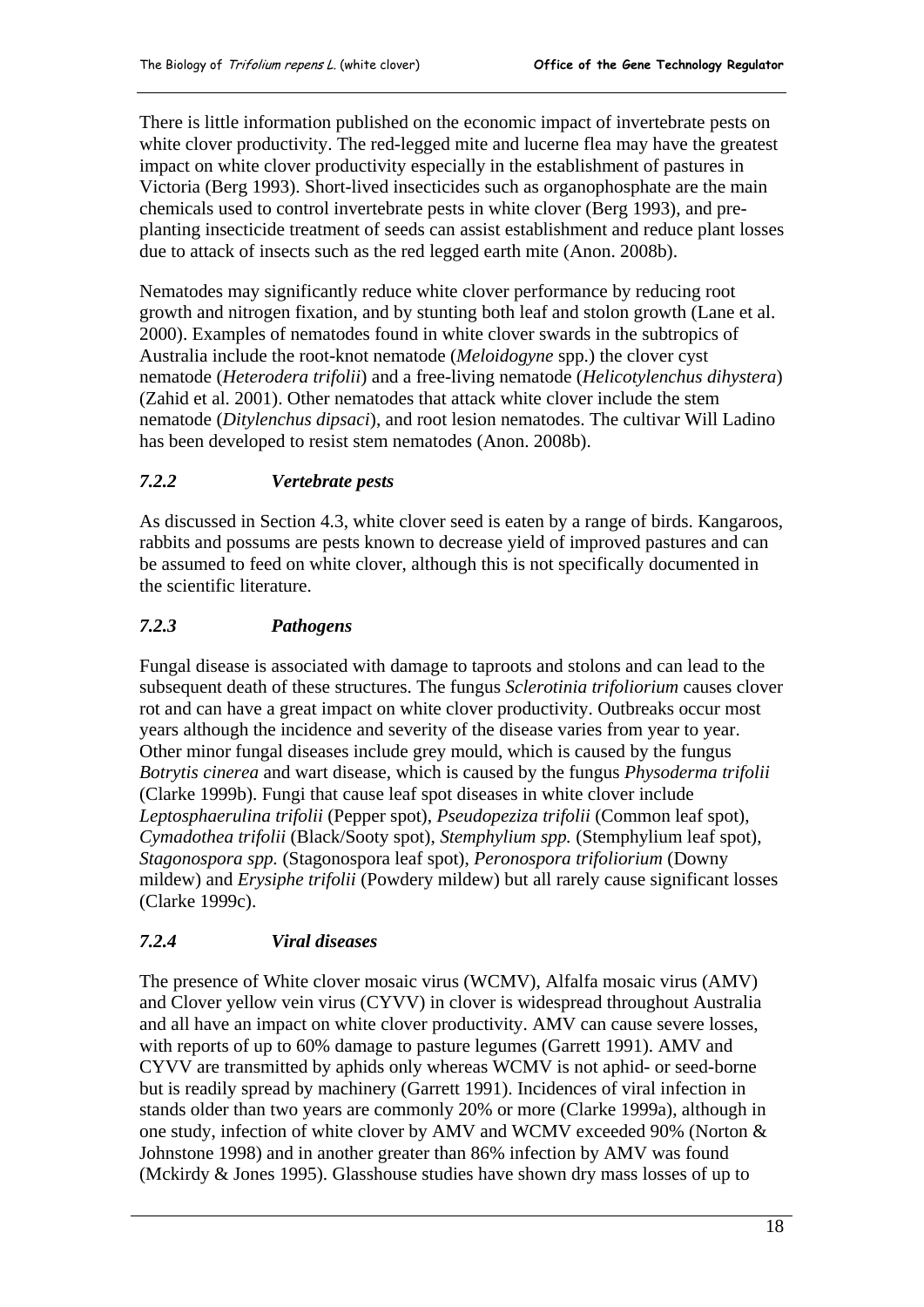There is little information published on the economic impact of invertebrate pests on white clover productivity. The red-legged mite and lucerne flea may have the greatest impact on white clover productivity especially in the establishment of pastures in Victoria (Berg 1993). Short-lived insecticides such as organophosphate are the main chemicals used to control invertebrate pests in white clover (Berg 1993), and pre-planting insecticide treatment of seeds can assist establishment and reduce plant losses due to attack of insects such as the red legged earth mite (Anon. 2008b).

Nematodes may significantly reduce white clover performance by reducing root growth and nitrogen fixation, and by stunting both leaf and stolon growth (Lane et al. 2000). Examples of nematodes found in white clover swards in the subtropics of Australia include the root-knot nematode (*Meloidogyne* spp.) the clover cyst nematode (*Heterodera trifolii*) and a free-living nematode (*Helicotylenchus dihystera*) (Zahid et al. 2001). Other nematodes that attack white clover include the stem nematode (*Ditylenchus dipsaci*), and root lesion nematodes. The cultivar Will Ladino has been developed to resist stem nematodes (Anon. 2008b).

### *7.2.2 Vertebrate pests*

As discussed in Section 4.3, white clover seed is eaten by a range of birds. Kangaroos, rabbits and possums are pests known to decrease yield of improved pastures and can be assumed to feed on white clover, although this is not specifically documented in the scientific literature.

### *7.2.3 Pathogens*

Fungal disease is associated with damage to taproots and stolons and can lead to the subsequent death of these structures. The fungus *Sclerotinia trifoliorium* causes clover rot and can have a great impact on white clover productivity. Outbreaks occur most years although the incidence and severity of the disease varies from year to year. Other minor fungal diseases include grey mould, which is caused by the fungus *Botrytis cinerea* and wart disease, which is caused by the fungus *Physoderma trifolii* (Clarke 1999b). Fungi that cause leaf spot diseases in white clover include *Leptosphaerulina trifolii* (Pepper spot), *Pseudopeziza trifolii* (Common leaf spot), *Cymadothea trifolii* (Black/Sooty spot), *Stemphylium spp.* (Stemphylium leaf spot), *Stagonospora spp.* (Stagonospora leaf spot), *Peronospora trifoliorium* (Downy mildew) and *Erysiphe trifolii* (Powdery mildew) but all rarely cause significant losses (Clarke 1999c).

### *7.2.4 Viral diseases*

The presence of White clover mosaic virus (WCMV), Alfalfa mosaic virus (AMV) and Clover yellow vein virus (CYVV) in clover is widespread throughout Australia and all have an impact on white clover productivity. AMV can cause severe losses, with reports of up to 60% damage to pasture legumes (Garrett 1991). AMV and CYVV are transmitted by aphids only whereas WCMV is not aphid- or seed-borne but is readily spread by machinery (Garrett 1991). Incidences of viral infection in stands older than two years are commonly 20% or more (Clarke 1999a), although in one study, infection of white clover by AMV and WCMV exceeded 90% (Norton & Johnstone 1998) and in another greater than 86% infection by AMV was found (Mckirdy & Jones 1995). Glasshouse studies have shown dry mass losses of up to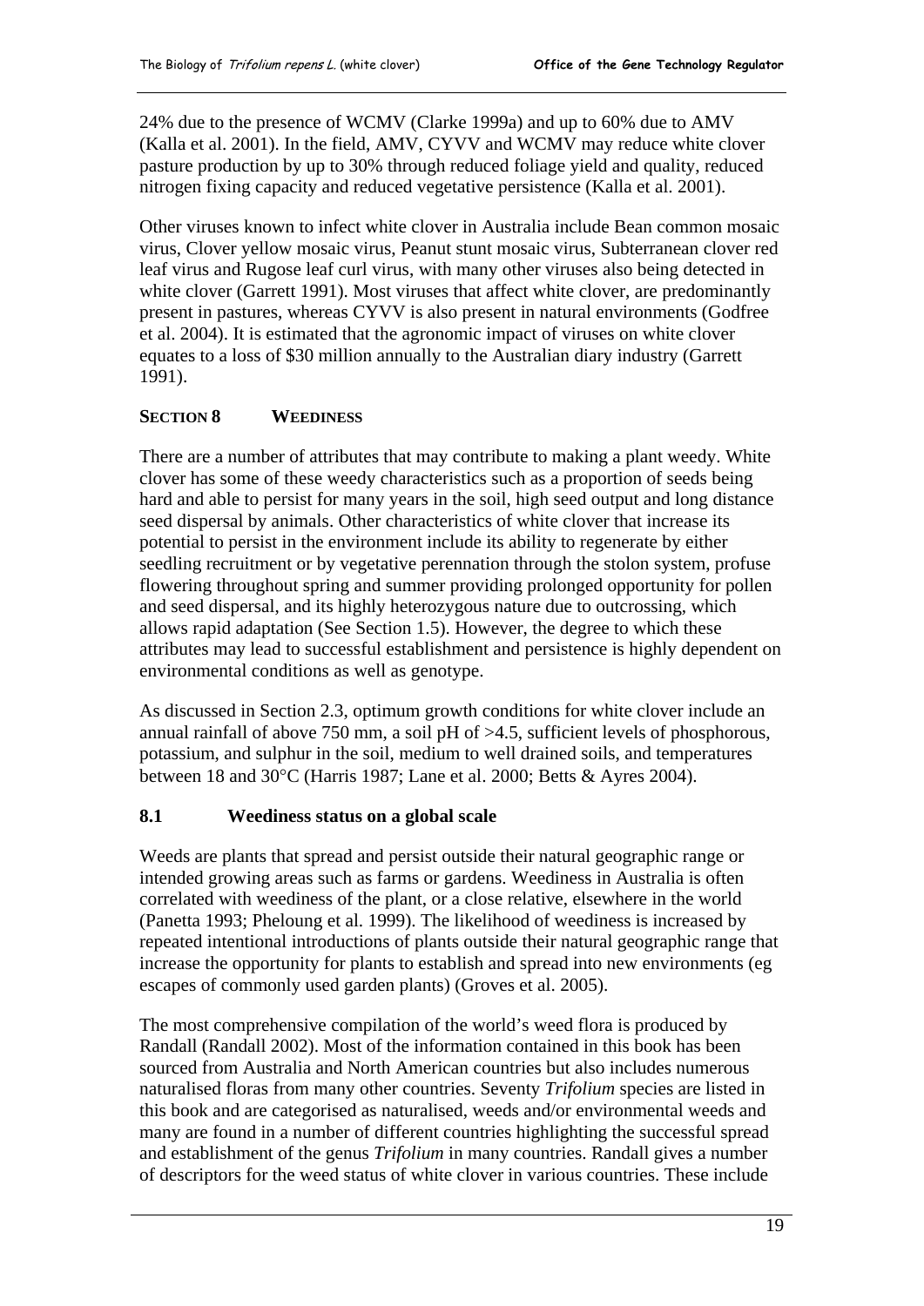24% due to the presence of WCMV (Clarke 1999a) and up to 60% due to AMV (Kalla et al. 2001). In the field, AMV, CYVV and WCMV may reduce white clover pasture production by up to 30% through reduced foliage yield and quality, reduced nitrogen fixing capacity and reduced vegetative persistence (Kalla et al. 2001).

Other viruses known to infect white clover in Australia include Bean common mosaic virus, Clover yellow mosaic virus, Peanut stunt mosaic virus, Subterranean clover red leaf virus and Rugose leaf curl virus, with many other viruses also being detected in white clover (Garrett 1991). Most viruses that affect white clover, are predominantly present in pastures, whereas CYVV is also present in natural environments (Godfree et al. 2004). It is estimated that the agronomic impact of viruses on white clover equates to a loss of $30 million annually to the Australian diary industry (Garrett 1991).

## SECTION 8 WEEDINESS

There are a number of attributes that may contribute to making a plant weedy. White clover has some of these weedy characteristics such as a proportion of seeds being hard and able to persist for many years in the soil, high seed output and long distance seed dispersal by animals. Other characteristics of white clover that increase its potential to persist in the environment include its ability to regenerate by either seedling recruitment or by vegetative perennation through the stolon system, profuse flowering throughout spring and summer providing prolonged opportunity for pollen and seed dispersal, and its highly heterozygous nature due to outcrossing, which allows rapid adaptation (See Section 1.5). However, the degree to which these attributes may lead to successful establishment and persistence is highly dependent on environmental conditions as well as genotype.

As discussed in Section 2.3, optimum growth conditions for white clover include an annual rainfall of above 750 mm, a soil pH of >4.5, sufficient levels of phosphorous, potassium, and sulphur in the soil, medium to well drained soils, and temperatures between 18 and 30°C (Harris 1987; Lane et al. 2000; Betts & Ayres 2004).

### 8.1 Weediness status on a global scale

Weeds are plants that spread and persist outside their natural geographic range or intended growing areas such as farms or gardens. Weediness in Australia is often correlated with weediness of the plant, or a close relative, elsewhere in the world (Panetta 1993; Pheloung et al. 1999). The likelihood of weediness is increased by repeated intentional introductions of plants outside their natural geographic range that increase the opportunity for plants to establish and spread into new environments (eg escapes of commonly used garden plants) (Groves et al. 2005).

The most comprehensive compilation of the world's weed flora is produced by Randall (Randall 2002). Most of the information contained in this book has been sourced from Australia and North American countries but also includes numerous naturalised floras from many other countries. Seventy *Trifolium* species are listed in this book and are categorised as naturalised, weeds and/or environmental weeds and many are found in a number of different countries highlighting the successful spread and establishment of the genus *Trifolium* in many countries. Randall gives a number of descriptors for the weed status of white clover in various countries. These include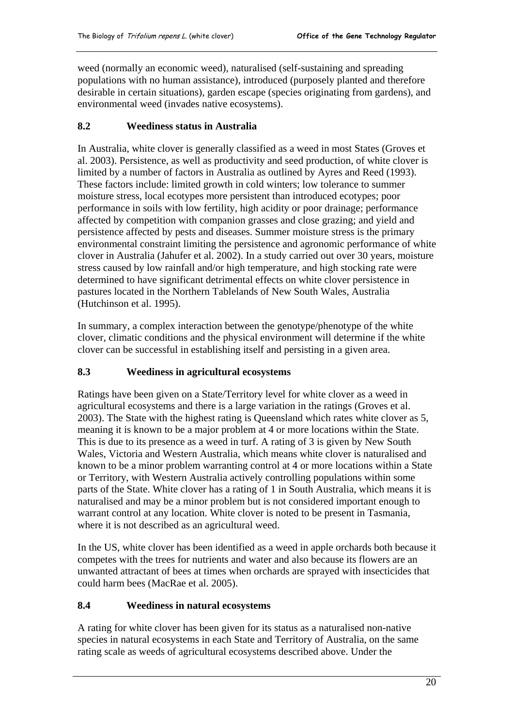weed (normally an economic weed), naturalised (self-sustaining and spreading populations with no human assistance), introduced (purposely planted and therefore desirable in certain situations), garden escape (species originating from gardens), and environmental weed (invades native ecosystems).

### 8.2 Weediness status in Australia

In Australia, white clover is generally classified as a weed in most States (Groves et al. 2003). Persistence, as well as productivity and seed production, of white clover is limited by a number of factors in Australia as outlined by Ayres and Reed (1993). These factors include: limited growth in cold winters; low tolerance to summer moisture stress, local ecotypes more persistent than introduced ecotypes; poor performance in soils with low fertility, high acidity or poor drainage; performance affected by competition with companion grasses and close grazing; and yield and persistence affected by pests and diseases. Summer moisture stress is the primary environmental constraint limiting the persistence and agronomic performance of white clover in Australia (Jahufer et al. 2002). In a study carried out over 30 years, moisture stress caused by low rainfall and/or high temperature, and high stocking rate were determined to have significant detrimental effects on white clover persistence in pastures located in the Northern Tablelands of New South Wales, Australia (Hutchinson et al. 1995).

In summary, a complex interaction between the genotype/phenotype of the white clover, climatic conditions and the physical environment will determine if the white clover can be successful in establishing itself and persisting in a given area.

### 8.3 Weediness in agricultural ecosystems

Ratings have been given on a State/Territory level for white clover as a weed in agricultural ecosystems and there is a large variation in the ratings (Groves et al. 2003). The State with the highest rating is Queensland which rates white clover as 5, meaning it is known to be a major problem at 4 or more locations within the State. This is due to its presence as a weed in turf. A rating of 3 is given by New South Wales, Victoria and Western Australia, which means white clover is naturalised and known to be a minor problem warranting control at 4 or more locations within a State or Territory, with Western Australia actively controlling populations within some parts of the State. White clover has a rating of 1 in South Australia, which means it is naturalised and may be a minor problem but is not considered important enough to warrant control at any location. White clover is noted to be present in Tasmania, where it is not described as an agricultural weed.

In the US, white clover has been identified as a weed in apple orchards both because it competes with the trees for nutrients and water and also because its flowers are an unwanted attractant of bees at times when orchards are sprayed with insecticides that could harm bees (MacRae et al. 2005).

### 8.4 Weediness in natural ecosystems

A rating for white clover has been given for its status as a naturalised non-native species in natural ecosystems in each State and Territory of Australia, on the same rating scale as weeds of agricultural ecosystems described above. Under the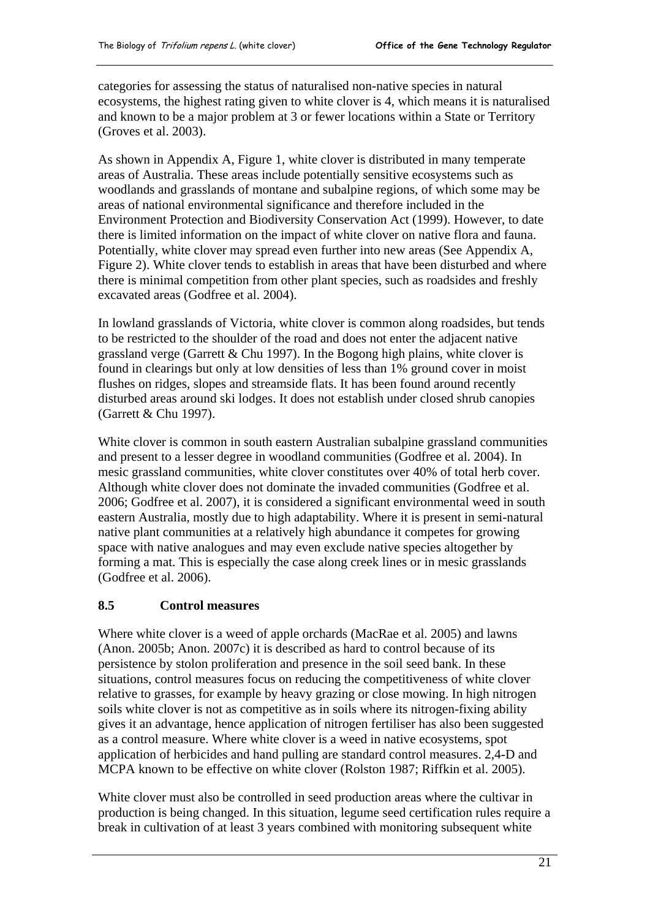categories for assessing the status of naturalised non-native species in natural ecosystems, the highest rating given to white clover is 4, which means it is naturalised and known to be a major problem at 3 or fewer locations within a State or Territory (Groves et al. 2003).

As shown in Appendix A, Figure 1, white clover is distributed in many temperate areas of Australia. These areas include potentially sensitive ecosystems such as woodlands and grasslands of montane and subalpine regions, of which some may be areas of national environmental significance and therefore included in the Environment Protection and Biodiversity Conservation Act (1999). However, to date there is limited information on the impact of white clover on native flora and fauna. Potentially, white clover may spread even further into new areas (See Appendix A, Figure 2). White clover tends to establish in areas that have been disturbed and where there is minimal competition from other plant species, such as roadsides and freshly excavated areas (Godfree et al. 2004).

In lowland grasslands of Victoria, white clover is common along roadsides, but tends to be restricted to the shoulder of the road and does not enter the adjacent native grassland verge (Garrett & Chu 1997). In the Bogong high plains, white clover is found in clearings but only at low densities of less than 1% ground cover in moist flushes on ridges, slopes and streamside flats. It has been found around recently disturbed areas around ski lodges. It does not establish under closed shrub canopies (Garrett & Chu 1997).

White clover is common in south eastern Australian subalpine grassland communities and present to a lesser degree in woodland communities (Godfree et al. 2004). In mesic grassland communities, white clover constitutes over 40% of total herb cover. Although white clover does not dominate the invaded communities (Godfree et al. 2006; Godfree et al. 2007), it is considered a significant environmental weed in south eastern Australia, mostly due to high adaptability. Where it is present in semi-natural native plant communities at a relatively high abundance it competes for growing space with native analogues and may even exclude native species altogether by forming a mat. This is especially the case along creek lines or in mesic grasslands (Godfree et al. 2006).

## 8.5 Control measures

Where white clover is a weed of apple orchards (MacRae et al. 2005) and lawns (Anon. 2005b; Anon. 2007c) it is described as hard to control because of its persistence by stolon proliferation and presence in the soil seed bank. In these situations, control measures focus on reducing the competitiveness of white clover relative to grasses, for example by heavy grazing or close mowing. In high nitrogen soils white clover is not as competitive as in soils where its nitrogen-fixing ability gives it an advantage, hence application of nitrogen fertiliser has also been suggested as a control measure. Where white clover is a weed in native ecosystems, spot application of herbicides and hand pulling are standard control measures. 2,4-D and MCPA known to be effective on white clover (Rolston 1987; Riffkin et al. 2005).

White clover must also be controlled in seed production areas where the cultivar in production is being changed. In this situation, legume seed certification rules require a break in cultivation of at least 3 years combined with monitoring subsequent white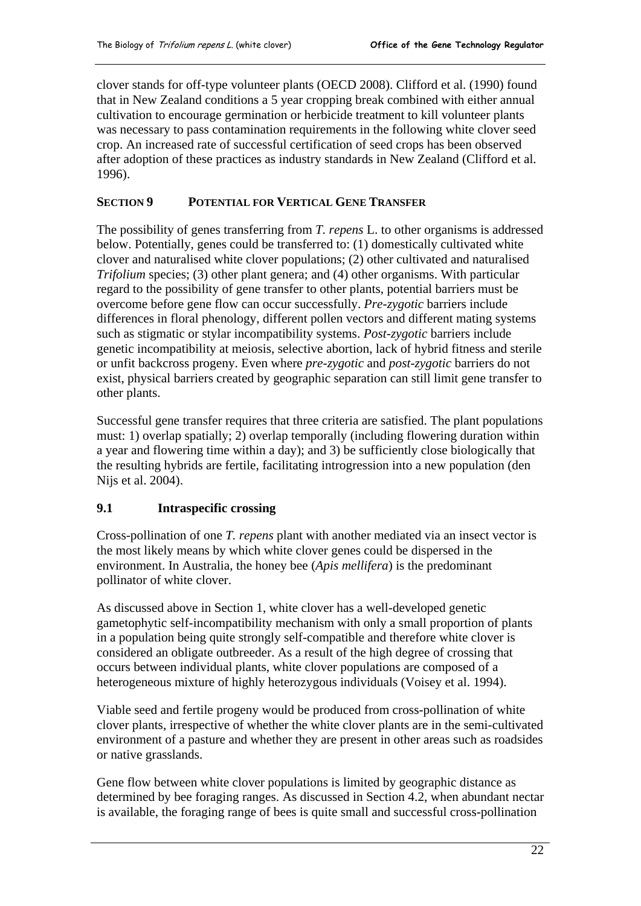clover stands for off-type volunteer plants (OECD 2008). Clifford et al. (1990) found that in New Zealand conditions a 5 year cropping break combined with either annual cultivation to encourage germination or herbicide treatment to kill volunteer plants was necessary to pass contamination requirements in the following white clover seed crop. An increased rate of successful certification of seed crops has been observed after adoption of these practices as industry standards in New Zealand (Clifford et al. 1996).

## SECTION 9 POTENTIAL FOR VERTICAL GENE TRANSFER

The possibility of genes transferring from *T. repens* L. to other organisms is addressed below. Potentially, genes could be transferred to: (1) domestically cultivated white clover and naturalised white clover populations; (2) other cultivated and naturalised *Trifolium* species; (3) other plant genera; and (4) other organisms. With particular regard to the possibility of gene transfer to other plants, potential barriers must be overcome before gene flow can occur successfully. *Pre-zygotic* barriers include differences in floral phenology, different pollen vectors and different mating systems such as stigmatic or stylar incompatibility systems. *Post-zygotic* barriers include genetic incompatibility at meiosis, selective abortion, lack of hybrid fitness and sterile or unfit backcross progeny. Even where *pre-zygotic* and *post-zygotic* barriers do not exist, physical barriers created by geographic separation can still limit gene transfer to other plants.

Successful gene transfer requires that three criteria are satisfied. The plant populations must: 1) overlap spatially; 2) overlap temporally (including flowering duration within a year and flowering time within a day); and 3) be sufficiently close biologically that the resulting hybrids are fertile, facilitating introgression into a new population (den Nijs et al. 2004).

### 9.1 Intraspecific crossing

Cross-pollination of one *T. repens* plant with another mediated via an insect vector is the most likely means by which white clover genes could be dispersed in the environment. In Australia, the honey bee (*Apis mellifera*) is the predominant pollinator of white clover.

As discussed above in Section 1, white clover has a well-developed genetic gametophytic self-incompatibility mechanism with only a small proportion of plants in a population being quite strongly self-compatible and therefore white clover is considered an obligate outbreeder. As a result of the high degree of crossing that occurs between individual plants, white clover populations are composed of a heterogeneous mixture of highly heterozygous individuals (Voisey et al. 1994).

Viable seed and fertile progeny would be produced from cross-pollination of white clover plants, irrespective of whether the white clover plants are in the semi-cultivated environment of a pasture and whether they are present in other areas such as roadsides or native grasslands.

Gene flow between white clover populations is limited by geographic distance as determined by bee foraging ranges. As discussed in Section 4.2, when abundant nectar is available, the foraging range of bees is quite small and successful cross-pollination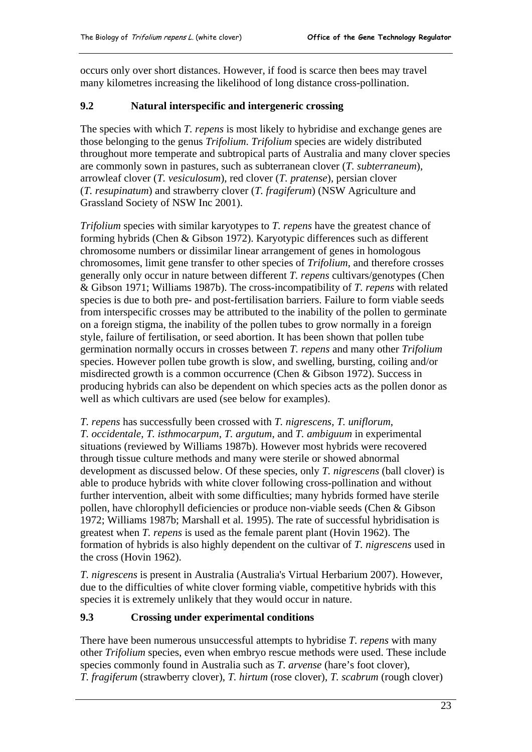occurs only over short distances. However, if food is scarce then bees may travel many kilometres increasing the likelihood of long distance cross-pollination.

### 9.2 Natural interspecific and intergeneric crossing

The species with which *T. repens* is most likely to hybridise and exchange genes are those belonging to the genus *Trifolium*. *Trifolium* species are widely distributed throughout more temperate and subtropical parts of Australia and many clover species are commonly sown in pastures, such as subterranean clover (*T. subterraneum*), arrowleaf clover (*T. vesiculosum*), red clover (*T. pratense*), persian clover (*T. resupinatum*) and strawberry clover (*T. fragiferum*) (NSW Agriculture and Grassland Society of NSW Inc 2001).

*Trifolium* species with similar karyotypes to *T. repens* have the greatest chance of forming hybrids (Chen & Gibson 1972). Karyotypic differences such as different chromosome numbers or dissimilar linear arrangement of genes in homologous chromosomes, limit gene transfer to other species of *Trifolium*, and therefore crosses generally only occur in nature between different *T. repens* cultivars/genotypes (Chen & Gibson 1971; Williams 1987b). The cross-incompatibility of *T. repens* with related species is due to both pre- and post-fertilisation barriers. Failure to form viable seeds from interspecific crosses may be attributed to the inability of the pollen to germinate on a foreign stigma, the inability of the pollen tubes to grow normally in a foreign style, failure of fertilisation, or seed abortion. It has been shown that pollen tube germination normally occurs in crosses between *T. repens* and many other *Trifolium* species. However pollen tube growth is slow, and swelling, bursting, coiling and/or misdirected growth is a common occurrence (Chen & Gibson 1972). Success in producing hybrids can also be dependent on which species acts as the pollen donor as well as which cultivars are used (see below for examples).

*T. repens* has successfully been crossed with *T. nigrescens*, *T. uniflorum*, *T. occidentale*, *T. isthmocarpum*, *T. argutum*, and *T. ambiguum* in experimental situations (reviewed by Williams 1987b). However most hybrids were recovered through tissue culture methods and many were sterile or showed abnormal development as discussed below. Of these species, only *T. nigrescens* (ball clover) is able to produce hybrids with white clover following cross-pollination and without further intervention, albeit with some difficulties; many hybrids formed have sterile pollen, have chlorophyll deficiencies or produce non-viable seeds (Chen & Gibson 1972; Williams 1987b; Marshall et al. 1995). The rate of successful hybridisation is greatest when *T. repens* is used as the female parent plant (Hovin 1962). The formation of hybrids is also highly dependent on the cultivar of *T. nigrescens* used in the cross (Hovin 1962).

*T. nigrescens* is present in Australia (Australia's Virtual Herbarium 2007). However, due to the difficulties of white clover forming viable, competitive hybrids with this species it is extremely unlikely that they would occur in nature.

### 9.3 Crossing under experimental conditions

There have been numerous unsuccessful attempts to hybridise *T. repens* with many other *Trifolium* species, even when embryo rescue methods were used. These include species commonly found in Australia such as *T. arvense* (hare's foot clover), *T. fragiferum* (strawberry clover), *T. hirtum* (rose clover), *T. scabrum* (rough clover)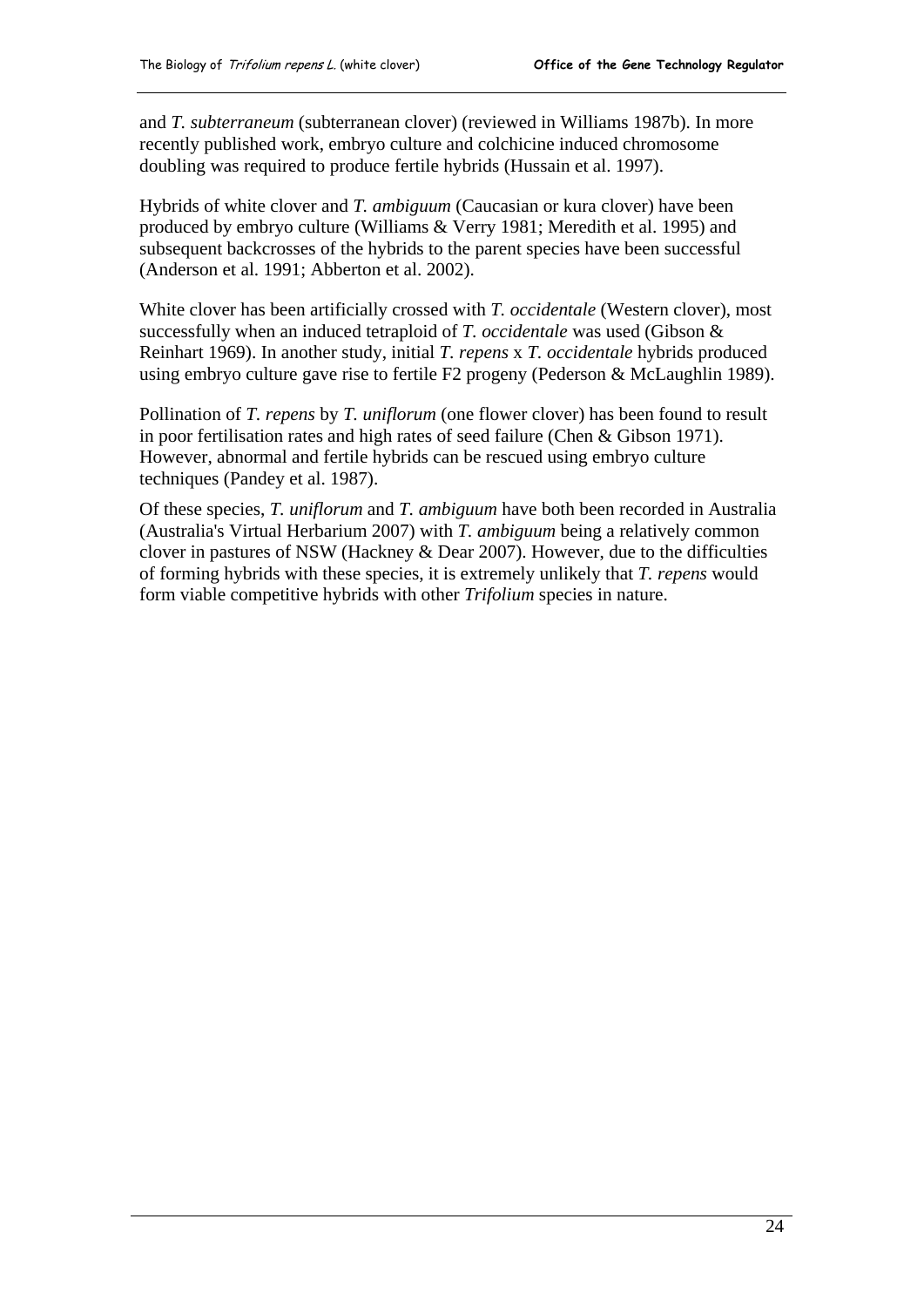and *T. subterraneum* (subterranean clover) (reviewed in Williams 1987b). In more recently published work, embryo culture and colchicine induced chromosome doubling was required to produce fertile hybrids (Hussain et al. 1997).

Hybrids of white clover and *T. ambiguum* (Caucasian or kura clover) have been produced by embryo culture (Williams & Verry 1981; Meredith et al. 1995) and subsequent backcrosses of the hybrids to the parent species have been successful (Anderson et al. 1991; Abberton et al. 2002).

White clover has been artificially crossed with *T. occidentale* (Western clover), most successfully when an induced tetraploid of *T. occidentale* was used (Gibson & Reinhart 1969). In another study, initial *T. repens* x *T. occidentale* hybrids produced using embryo culture gave rise to fertile F2 progeny (Pederson & McLaughlin 1989).

Pollination of *T. repens* by *T. uniflorum* (one flower clover) has been found to result in poor fertilisation rates and high rates of seed failure (Chen & Gibson 1971). However, abnormal and fertile hybrids can be rescued using embryo culture techniques (Pandey et al. 1987).

Of these species, *T. uniflorum* and *T. ambiguum* have both been recorded in Australia (Australia's Virtual Herbarium 2007) with *T. ambiguum* being a relatively common clover in pastures of NSW (Hackney & Dear 2007). However, due to the difficulties of forming hybrids with these species, it is extremely unlikely that *T. repens* would form viable competitive hybrids with other *Trifolium* species in nature.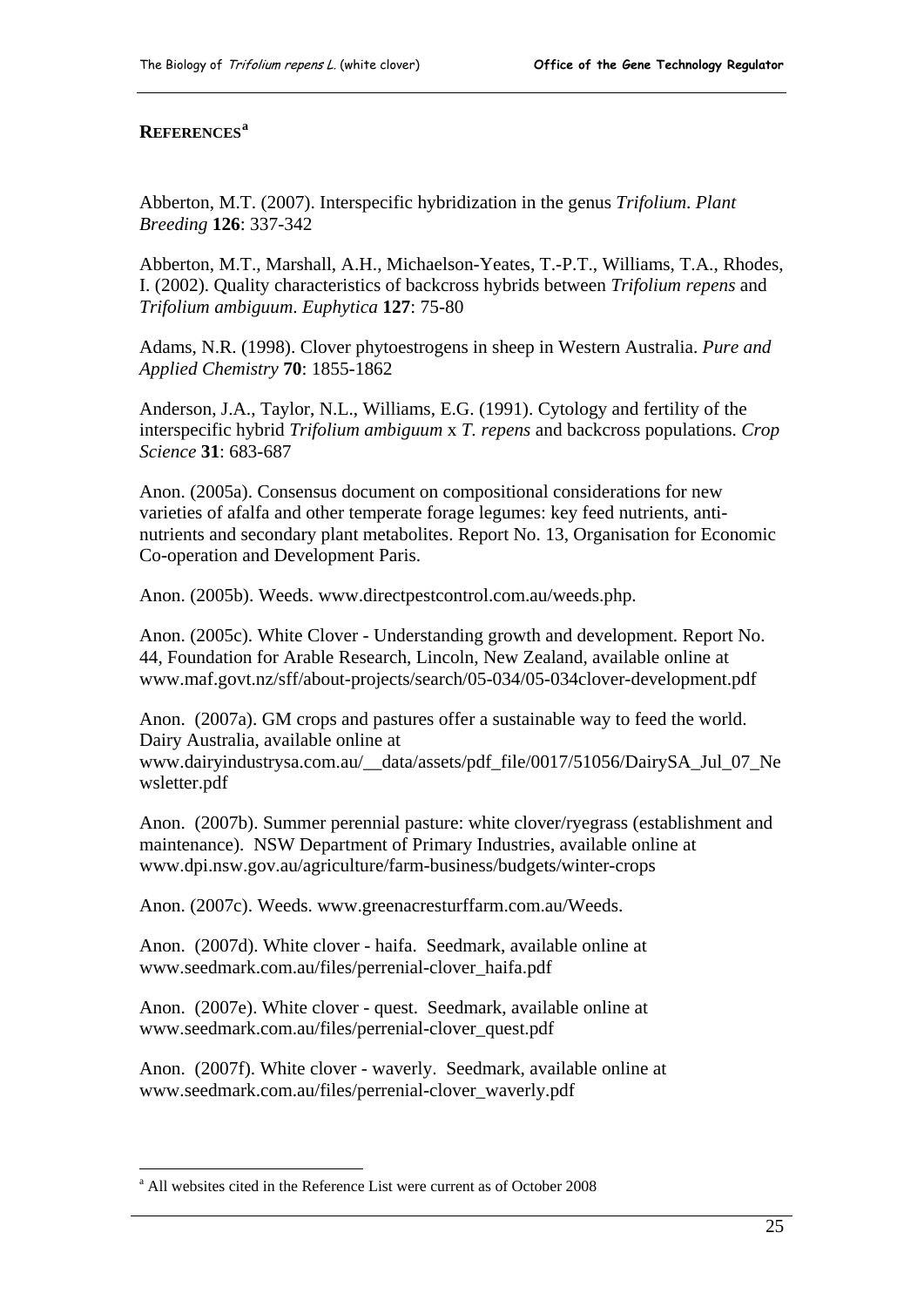## REFERENCES[a]

Abberton, M.T. (2007). Interspecific hybridization in the genus *Trifolium*. *Plant Breeding* **126**: 337-342

Abberton, M.T., Marshall, A.H., Michaelson-Yeates, T.-P.T., Williams, T.A., Rhodes, I. (2002). Quality characteristics of backcross hybrids between *Trifolium repens* and *Trifolium ambiguum*. *Euphytica* **127**: 75-80

Adams, N.R. (1998). Clover phytoestrogens in sheep in Western Australia. *Pure and Applied Chemistry* **70**: 1855-1862

Anderson, J.A., Taylor, N.L., Williams, E.G. (1991). Cytology and fertility of the interspecific hybrid *Trifolium ambiguum* x *T. repens* and backcross populations. *Crop Science* **31**: 683-687

Anon. (2005a). Consensus document on compositional considerations for new varieties of afalfa and other temperate forage legumes: key feed nutrients, anti-nutrients and secondary plant metabolites. Report No. 13, Organisation for Economic Co-operation and Development Paris.

Anon. (2005b). Weeds. www.directpestcontrol.com.au/weeds.php.

Anon. (2005c). White Clover - Understanding growth and development. Report No. 44, Foundation for Arable Research, Lincoln, New Zealand, available online at www.maf.govt.nz/sff/about-projects/search/05-034/05-034clover-development.pdf

Anon. (2007a). GM crops and pastures offer a sustainable way to feed the world. Dairy Australia, available online at www.dairyindustrysa.com.au/__data/assets/pdf_file/0017/51056/DairySA_Jul_07_Newsletter.pdf

Anon. (2007b). Summer perennial pasture: white clover/ryegrass (establishment and maintenance). NSW Department of Primary Industries, available online at www.dpi.nsw.gov.au/agriculture/farm-business/budgets/winter-crops

Anon. (2007c). Weeds. www.greenacresturffarm.com.au/Weeds.

Anon. (2007d). White clover - haifa. Seedmark, available online at www.seedmark.com.au/files/perrenial-clover_haifa.pdf

Anon. (2007e). White clover - quest. Seedmark, available online at www.seedmark.com.au/files/perrenial-clover_quest.pdf

Anon. (2007f). White clover - waverly. Seedmark, available online at www.seedmark.com.au/files/perrenial-clover_waverly.pdf

[a] All websites cited in the Reference List were current as of October 2008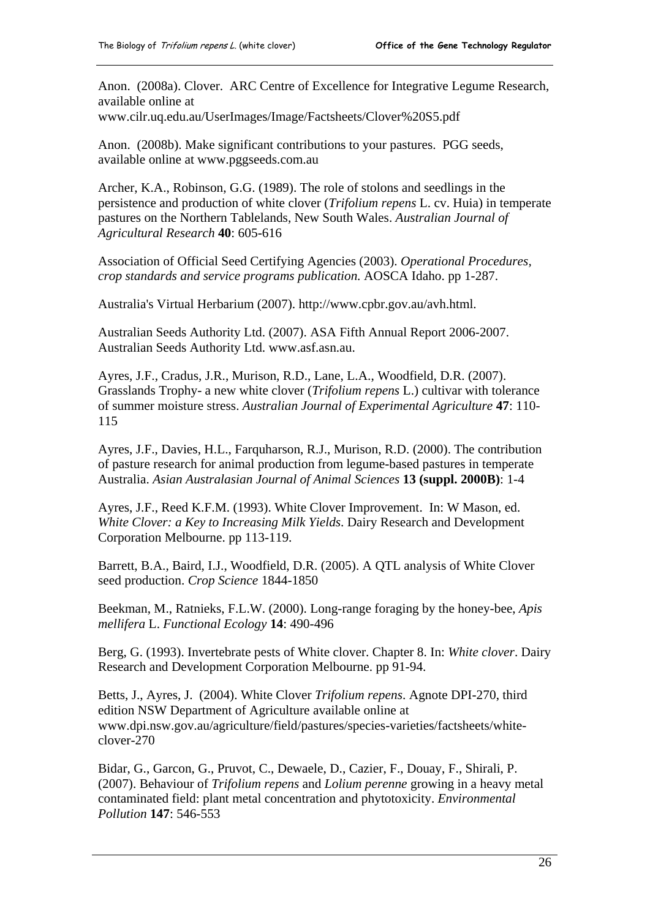Anon. (2008a). Clover. ARC Centre of Excellence for Integrative Legume Research, available online at www.cilr.uq.edu.au/UserImages/Image/Factsheets/Clover%20S5.pdf

Anon. (2008b). Make significant contributions to your pastures. PGG seeds, available online at www.pggseeds.com.au

Archer, K.A., Robinson, G.G. (1989). The role of stolons and seedlings in the persistence and production of white clover (*Trifolium repens* L. cv. Huia) in temperate pastures on the Northern Tablelands, New South Wales. *Australian Journal of Agricultural Research* **40**: 605-616

Association of Official Seed Certifying Agencies (2003). *Operational Procedures, crop standards and service programs publication.* AOSCA Idaho. pp 1-287.

Australia's Virtual Herbarium (2007). http://www.cpbr.gov.au/avh.html.

Australian Seeds Authority Ltd. (2007). ASA Fifth Annual Report 2006-2007. Australian Seeds Authority Ltd. www.asf.asn.au.

Ayres, J.F., Cradus, J.R., Murison, R.D., Lane, L.A., Woodfield, D.R. (2007). Grasslands Trophy- a new white clover (*Trifolium repens* L.) cultivar with tolerance of summer moisture stress. *Australian Journal of Experimental Agriculture* **47**: 110-115

Ayres, J.F., Davies, H.L., Farquharson, R.J., Murison, R.D. (2000). The contribution of pasture research for animal production from legume-based pastures in temperate Australia. *Asian Australasian Journal of Animal Sciences* **13 (suppl. 2000B)**: 1-4

Ayres, J.F., Reed K.F.M. (1993). White Clover Improvement. In: W Mason, ed. *White Clover: a Key to Increasing Milk Yields*. Dairy Research and Development Corporation Melbourne. pp 113-119.

Barrett, B.A., Baird, I.J., Woodfield, D.R. (2005). A QTL analysis of White Clover seed production. *Crop Science* 1844-1850

Beekman, M., Ratnieks, F.L.W. (2000). Long-range foraging by the honey-bee, *Apis mellifera* L. *Functional Ecology* **14**: 490-496

Berg, G. (1993). Invertebrate pests of White clover. Chapter 8. In: *White clover*. Dairy Research and Development Corporation Melbourne. pp 91-94.

Betts, J., Ayres, J. (2004). White Clover *Trifolium repens*. Agnote DPI-270, third edition NSW Department of Agriculture available online at www.dpi.nsw.gov.au/agriculture/field/pastures/species-varieties/factsheets/white-clover-270

Bidar, G., Garcon, G., Pruvot, C., Dewaele, D., Cazier, F., Douay, F., Shirali, P. (2007). Behaviour of *Trifolium repens* and *Lolium perenne* growing in a heavy metal contaminated field: plant metal concentration and phytotoxicity. *Environmental Pollution* **147**: 546-553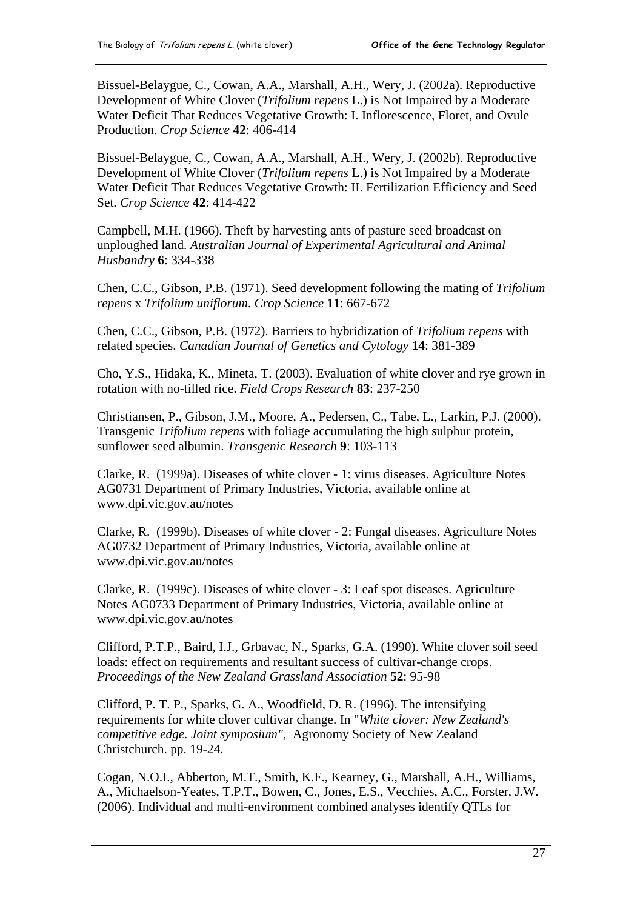Bissuel-Belaygue, C., Cowan, A.A., Marshall, A.H., Wery, J. (2002a). Reproductive Development of White Clover (*Trifolium repens* L.) is Not Impaired by a Moderate Water Deficit That Reduces Vegetative Growth: I. Inflorescence, Floret, and Ovule Production. *Crop Science* **42**: 406-414

Bissuel-Belaygue, C., Cowan, A.A., Marshall, A.H., Wery, J. (2002b). Reproductive Development of White Clover (*Trifolium repens* L.) is Not Impaired by a Moderate Water Deficit That Reduces Vegetative Growth: II. Fertilization Efficiency and Seed Set. *Crop Science* **42**: 414-422

Campbell, M.H. (1966). Theft by harvesting ants of pasture seed broadcast on unploughed land. *Australian Journal of Experimental Agricultural and Animal Husbandry* **6**: 334-338

Chen, C.C., Gibson, P.B. (1971). Seed development following the mating of *Trifolium repens* x *Trifolium uniflorum*. *Crop Science* **11**: 667-672

Chen, C.C., Gibson, P.B. (1972). Barriers to hybridization of *Trifolium repens* with related species. *Canadian Journal of Genetics and Cytology* **14**: 381-389

Cho, Y.S., Hidaka, K., Mineta, T. (2003). Evaluation of white clover and rye grown in rotation with no-tilled rice. *Field Crops Research* **83**: 237-250

Christiansen, P., Gibson, J.M., Moore, A., Pedersen, C., Tabe, L., Larkin, P.J. (2000). Transgenic *Trifolium repens* with foliage accumulating the high sulphur protein, sunflower seed albumin. *Transgenic Research* **9**: 103-113

Clarke, R. (1999a). Diseases of white clover - 1: virus diseases. Agriculture Notes AG0731 Department of Primary Industries, Victoria, available online at www.dpi.vic.gov.au/notes

Clarke, R. (1999b). Diseases of white clover - 2: Fungal diseases. Agriculture Notes AG0732 Department of Primary Industries, Victoria, available online at www.dpi.vic.gov.au/notes

Clarke, R. (1999c). Diseases of white clover - 3: Leaf spot diseases. Agriculture Notes AG0733 Department of Primary Industries, Victoria, available online at www.dpi.vic.gov.au/notes

Clifford, P.T.P., Baird, I.J., Grbavac, N., Sparks, G.A. (1990). White clover soil seed loads: effect on requirements and resultant success of cultivar-change crops. *Proceedings of the New Zealand Grassland Association* **52**: 95-98

Clifford, P. T. P., Sparks, G. A., Woodfield, D. R. (1996). The intensifying requirements for white clover cultivar change. In "*White clover: New Zealand's competitive edge. Joint symposium"*, Agronomy Society of New Zealand Christchurch. pp. 19-24.

Cogan, N.O.I., Abberton, M.T., Smith, K.F., Kearney, G., Marshall, A.H., Williams, A., Michaelson-Yeates, T.P.T., Bowen, C., Jones, E.S., Vecchies, A.C., Forster, J.W. (2006). Individual and multi-environment combined analyses identify QTLs for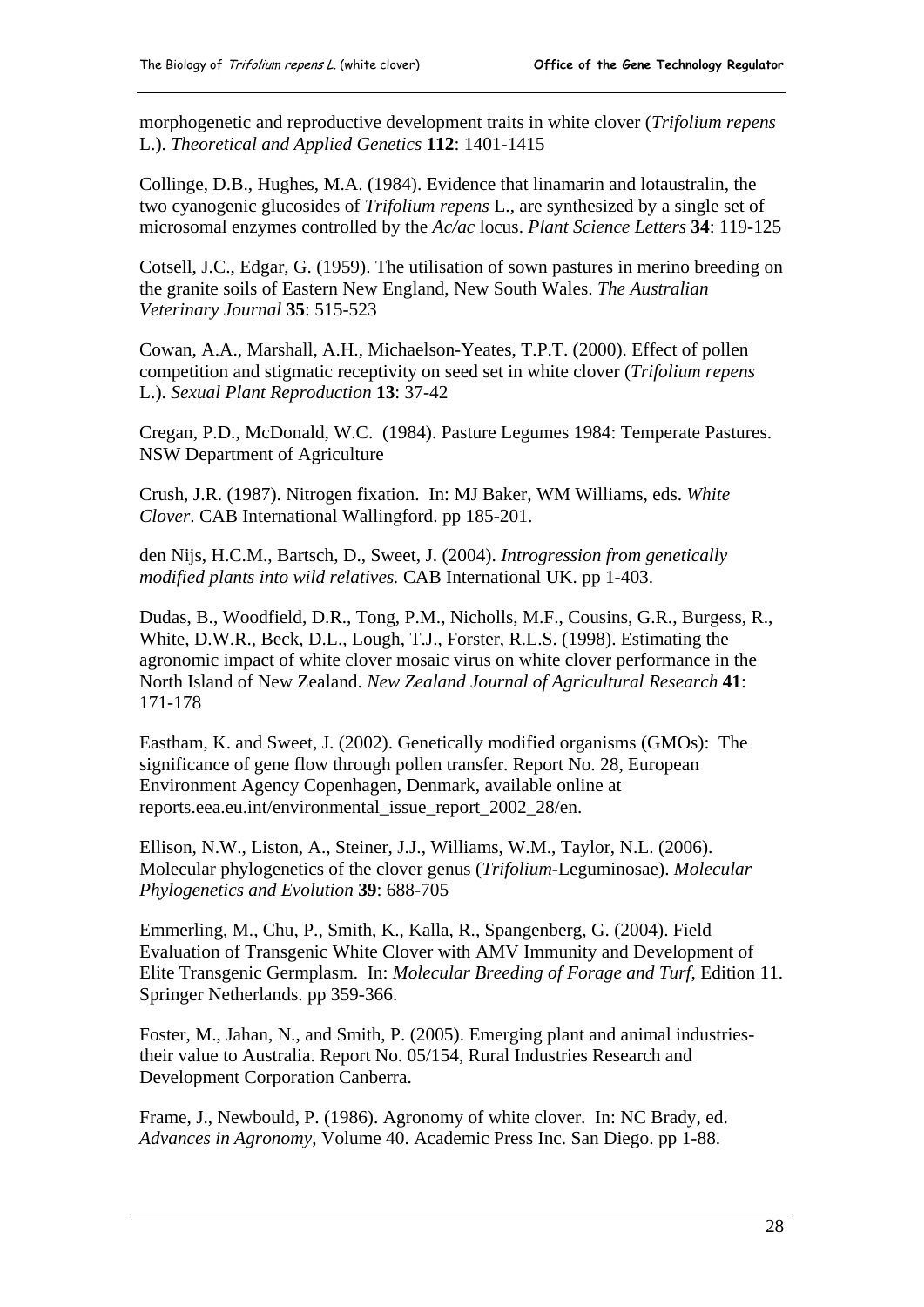morphogenetic and reproductive development traits in white clover (*Trifolium repens* L.). *Theoretical and Applied Genetics* **112**: 1401-1415

Collinge, D.B., Hughes, M.A. (1984). Evidence that linamarin and lotaustralin, the two cyanogenic glucosides of *Trifolium repens* L., are synthesized by a single set of microsomal enzymes controlled by the *Ac/ac* locus. *Plant Science Letters* **34**: 119-125

Cotsell, J.C., Edgar, G. (1959). The utilisation of sown pastures in merino breeding on the granite soils of Eastern New England, New South Wales. *The Australian Veterinary Journal* **35**: 515-523

Cowan, A.A., Marshall, A.H., Michaelson-Yeates, T.P.T. (2000). Effect of pollen competition and stigmatic receptivity on seed set in white clover (*Trifolium repens* L.). *Sexual Plant Reproduction* **13**: 37-42

Cregan, P.D., McDonald, W.C. (1984). Pasture Legumes 1984: Temperate Pastures. NSW Department of Agriculture

Crush, J.R. (1987). Nitrogen fixation. In: MJ Baker, WM Williams, eds. *White Clover*. CAB International Wallingford. pp 185-201.

den Nijs, H.C.M., Bartsch, D., Sweet, J. (2004). *Introgression from genetically modified plants into wild relatives.* CAB International UK. pp 1-403.

Dudas, B., Woodfield, D.R., Tong, P.M., Nicholls, M.F., Cousins, G.R., Burgess, R., White, D.W.R., Beck, D.L., Lough, T.J., Forster, R.L.S. (1998). Estimating the agronomic impact of white clover mosaic virus on white clover performance in the North Island of New Zealand. *New Zealand Journal of Agricultural Research* **41**: 171-178

Eastham, K. and Sweet, J. (2002). Genetically modified organisms (GMOs): The significance of gene flow through pollen transfer. Report No. 28, European Environment Agency Copenhagen, Denmark, available online at reports.eea.eu.int/environmental_issue_report_2002_28/en.

Ellison, N.W., Liston, A., Steiner, J.J., Williams, W.M., Taylor, N.L. (2006). Molecular phylogenetics of the clover genus (*Trifolium*-Leguminosae). *Molecular Phylogenetics and Evolution* **39**: 688-705

Emmerling, M., Chu, P., Smith, K., Kalla, R., Spangenberg, G. (2004). Field Evaluation of Transgenic White Clover with AMV Immunity and Development of Elite Transgenic Germplasm. In: *Molecular Breeding of Forage and Turf*, Edition 11. Springer Netherlands. pp 359-366.

Foster, M., Jahan, N., and Smith, P. (2005). Emerging plant and animal industries-their value to Australia. Report No. 05/154, Rural Industries Research and Development Corporation Canberra.

Frame, J., Newbould, P. (1986). Agronomy of white clover. In: NC Brady, ed. *Advances in Agronomy*, Volume 40. Academic Press Inc. San Diego. pp 1-88.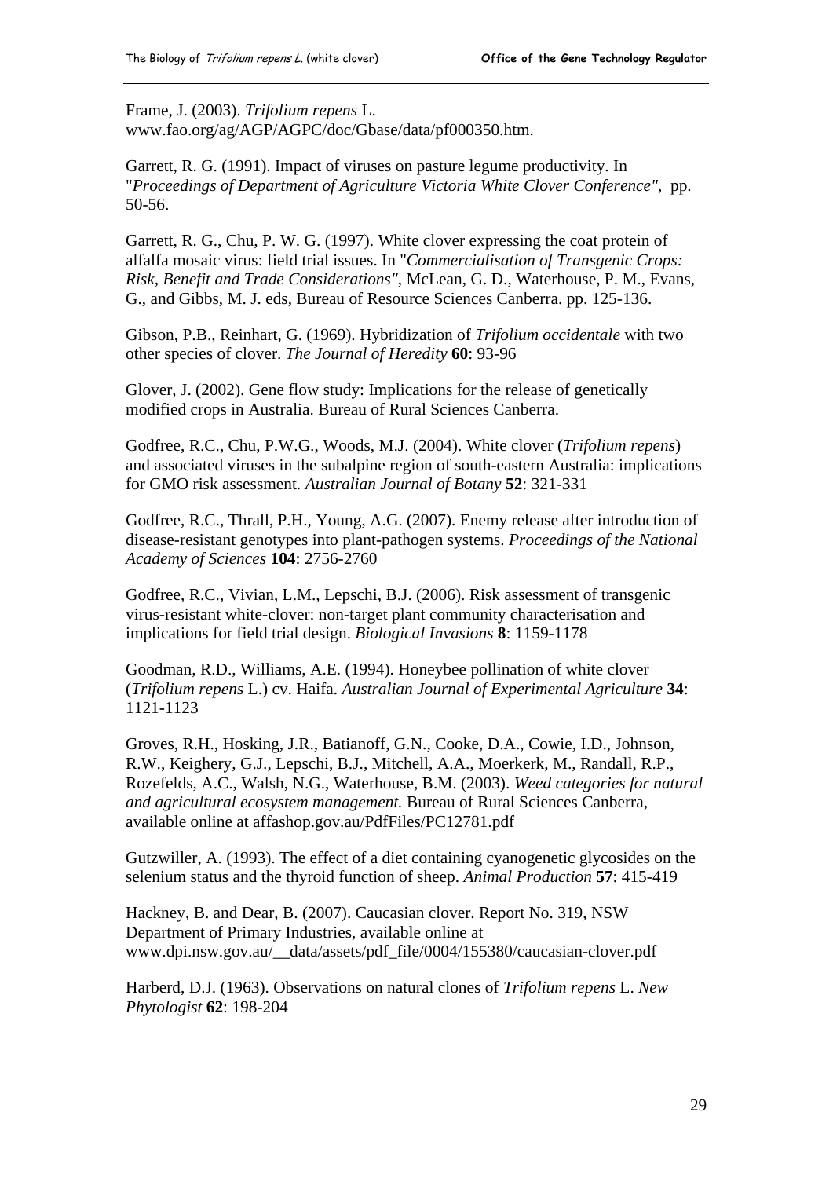Frame, J. (2003). *Trifolium repens* L. www.fao.org/ag/AGP/AGPC/doc/Gbase/data/pf000350.htm.

Garrett, R. G. (1991). Impact of viruses on pasture legume productivity. In "*Proceedings of Department of Agriculture Victoria White Clover Conference"*, pp. 50-56.

Garrett, R. G., Chu, P. W. G. (1997). White clover expressing the coat protein of alfalfa mosaic virus: field trial issues. In "*Commercialisation of Transgenic Crops: Risk, Benefit and Trade Considerations"*, McLean, G. D., Waterhouse, P. M., Evans, G., and Gibbs, M. J. eds, Bureau of Resource Sciences Canberra. pp. 125-136.

Gibson, P.B., Reinhart, G. (1969). Hybridization of *Trifolium occidentale* with two other species of clover. *The Journal of Heredity* **60**: 93-96

Glover, J. (2002). Gene flow study: Implications for the release of genetically modified crops in Australia. Bureau of Rural Sciences Canberra.

Godfree, R.C., Chu, P.W.G., Woods, M.J. (2004). White clover (*Trifolium repens*) and associated viruses in the subalpine region of south-eastern Australia: implications for GMO risk assessment. *Australian Journal of Botany* **52**: 321-331

Godfree, R.C., Thrall, P.H., Young, A.G. (2007). Enemy release after introduction of disease-resistant genotypes into plant-pathogen systems. *Proceedings of the National Academy of Sciences* **104**: 2756-2760

Godfree, R.C., Vivian, L.M., Lepschi, B.J. (2006). Risk assessment of transgenic virus-resistant white-clover: non-target plant community characterisation and implications for field trial design. *Biological Invasions* **8**: 1159-1178

Goodman, R.D., Williams, A.E. (1994). Honeybee pollination of white clover (*Trifolium repens* L.) cv. Haifa. *Australian Journal of Experimental Agriculture* **34**: 1121-1123

Groves, R.H., Hosking, J.R., Batianoff, G.N., Cooke, D.A., Cowie, I.D., Johnson, R.W., Keighery, G.J., Lepschi, B.J., Mitchell, A.A., Moerkerk, M., Randall, R.P., Rozefelds, A.C., Walsh, N.G., Waterhouse, B.M. (2003). *Weed categories for natural and agricultural ecosystem management.* Bureau of Rural Sciences Canberra, available online at affashop.gov.au/PdfFiles/PC12781.pdf

Gutzwiller, A. (1993). The effect of a diet containing cyanogenetic glycosides on the selenium status and the thyroid function of sheep. *Animal Production* **57**: 415-419

Hackney, B. and Dear, B. (2007). Caucasian clover. Report No. 319, NSW Department of Primary Industries, available online at www.dpi.nsw.gov.au/__data/assets/pdf_file/0004/155380/caucasian-clover.pdf

Harberd, D.J. (1963). Observations on natural clones of *Trifolium repens* L. *New Phytologist* **62**: 198-204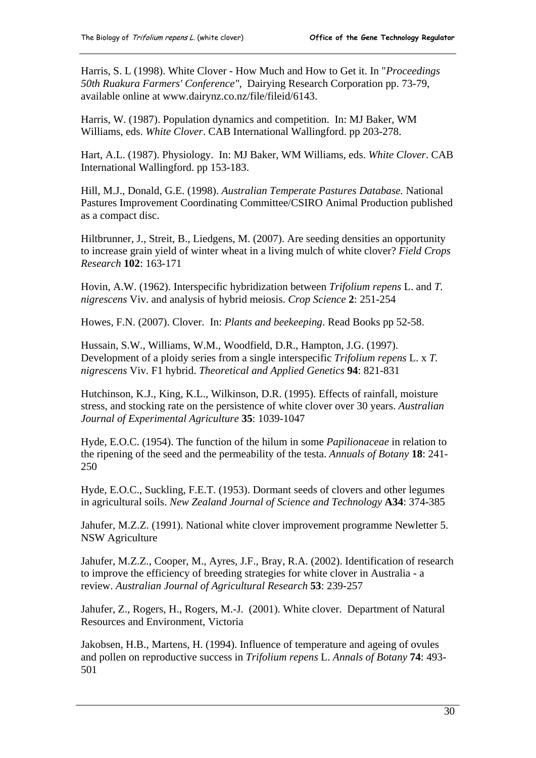Harris, S. L (1998). White Clover - How Much and How to Get it. In "*Proceedings 50th Ruakura Farmers' Conference"*, Dairying Research Corporation pp. 73-79, available online at www.dairynz.co.nz/file/fileid/6143.

Harris, W. (1987). Population dynamics and competition. In: MJ Baker, WM Williams, eds. *White Clover*. CAB International Wallingford. pp 203-278.

Hart, A.L. (1987). Physiology. In: MJ Baker, WM Williams, eds. *White Clover*. CAB International Wallingford. pp 153-183.

Hill, M.J., Donald, G.E. (1998). *Australian Temperate Pastures Database.* National Pastures Improvement Coordinating Committee/CSIRO Animal Production published as a compact disc.

Hiltbrunner, J., Streit, B., Liedgens, M. (2007). Are seeding densities an opportunity to increase grain yield of winter wheat in a living mulch of white clover? *Field Crops Research* **102**: 163-171

Hovin, A.W. (1962). Interspecific hybridization between *Trifolium repens* L. and *T. nigrescens* Viv. and analysis of hybrid meiosis. *Crop Science* **2**: 251-254

Howes, F.N. (2007). Clover. In: *Plants and beekeeping*. Read Books pp 52-58.

Hussain, S.W., Williams, W.M., Woodfield, D.R., Hampton, J.G. (1997). Development of a ploidy series from a single interspecific *Trifolium repens* L. x *T. nigrescens* Viv. F1 hybrid. *Theoretical and Applied Genetics* **94**: 821-831

Hutchinson, K.J., King, K.L., Wilkinson, D.R. (1995). Effects of rainfall, moisture stress, and stocking rate on the persistence of white clover over 30 years. *Australian Journal of Experimental Agriculture* **35**: 1039-1047

Hyde, E.O.C. (1954). The function of the hilum in some *Papilionaceae* in relation to the ripening of the seed and the permeability of the testa. *Annuals of Botany* **18**: 241-250

Hyde, E.O.C., Suckling, F.E.T. (1953). Dormant seeds of clovers and other legumes in agricultural soils. *New Zealand Journal of Science and Technology* **A34**: 374-385

Jahufer, M.Z.Z. (1991). National white clover improvement programme Newletter 5. NSW Agriculture

Jahufer, M.Z.Z., Cooper, M., Ayres, J.F., Bray, R.A. (2002). Identification of research to improve the efficiency of breeding strategies for white clover in Australia - a review. *Australian Journal of Agricultural Research* **53**: 239-257

Jahufer, Z., Rogers, H., Rogers, M.-J. (2001). White clover. Department of Natural Resources and Environment, Victoria

Jakobsen, H.B., Martens, H. (1994). Influence of temperature and ageing of ovules and pollen on reproductive success in *Trifolium repens* L. *Annals of Botany* **74**: 493-501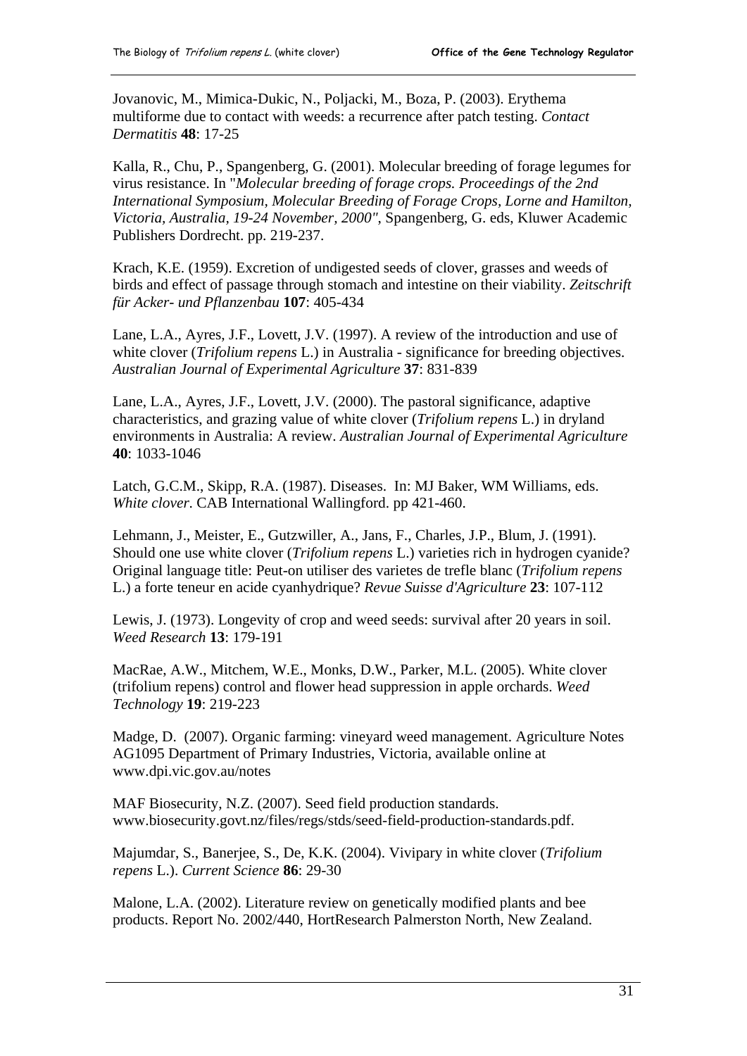Jovanovic, M., Mimica-Dukic, N., Poljacki, M., Boza, P. (2003). Erythema multiforme due to contact with weeds: a recurrence after patch testing. *Contact Dermatitis* **48**: 17-25

Kalla, R., Chu, P., Spangenberg, G. (2001). Molecular breeding of forage legumes for virus resistance. In "*Molecular breeding of forage crops. Proceedings of the 2nd International Symposium, Molecular Breeding of Forage Crops, Lorne and Hamilton, Victoria, Australia, 19-24 November, 2000"*, Spangenberg, G. eds, Kluwer Academic Publishers Dordrecht. pp. 219-237.

Krach, K.E. (1959). Excretion of undigested seeds of clover, grasses and weeds of birds and effect of passage through stomach and intestine on their viability. *Zeitschrift für Acker- und Pflanzenbau* **107**: 405-434

Lane, L.A., Ayres, J.F., Lovett, J.V. (1997). A review of the introduction and use of white clover (*Trifolium repens* L.) in Australia - significance for breeding objectives. *Australian Journal of Experimental Agriculture* **37**: 831-839

Lane, L.A., Ayres, J.F., Lovett, J.V. (2000). The pastoral significance, adaptive characteristics, and grazing value of white clover (*Trifolium repens* L.) in dryland environments in Australia: A review. *Australian Journal of Experimental Agriculture* **40**: 1033-1046

Latch, G.C.M., Skipp, R.A. (1987). Diseases. In: MJ Baker, WM Williams, eds. *White clover.* CAB International Wallingford. pp 421-460.

Lehmann, J., Meister, E., Gutzwiller, A., Jans, F., Charles, J.P., Blum, J. (1991). Should one use white clover (*Trifolium repens* L.) varieties rich in hydrogen cyanide? Original language title: Peut-on utiliser des varietes de trefle blanc (*Trifolium repens* L.) a forte teneur en acide cyanhydrique? *Revue Suisse d'Agriculture* **23**: 107-112

Lewis, J. (1973). Longevity of crop and weed seeds: survival after 20 years in soil. *Weed Research* **13**: 179-191

MacRae, A.W., Mitchem, W.E., Monks, D.W., Parker, M.L. (2005). White clover (trifolium repens) control and flower head suppression in apple orchards. *Weed Technology* **19**: 219-223

Madge, D. (2007). Organic farming: vineyard weed management. Agriculture Notes AG1095 Department of Primary Industries, Victoria, available online at www.dpi.vic.gov.au/notes

MAF Biosecurity, N.Z. (2007). Seed field production standards. www.biosecurity.govt.nz/files/regs/stds/seed-field-production-standards.pdf.

Majumdar, S., Banerjee, S., De, K.K. (2004). Vivipary in white clover (*Trifolium repens* L.). *Current Science* **86**: 29-30

Malone, L.A. (2002). Literature review on genetically modified plants and bee products. Report No. 2002/440, HortResearch Palmerston North, New Zealand.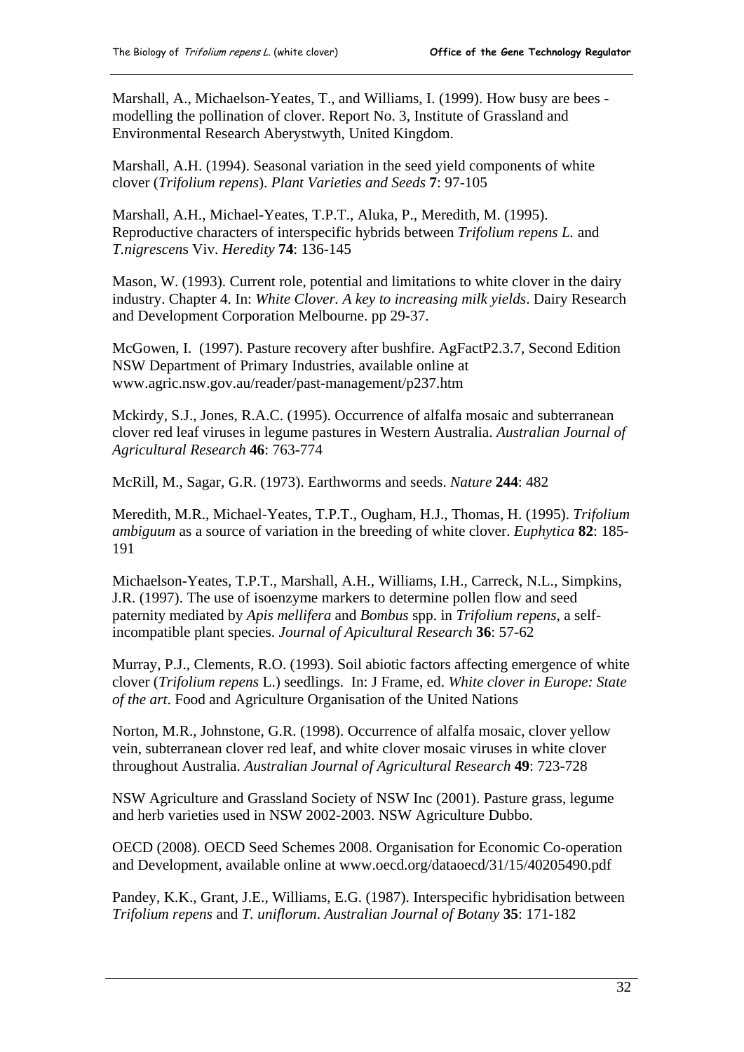Marshall, A., Michaelson-Yeates, T., and Williams, I. (1999). How busy are bees - modelling the pollination of clover. Report No. 3, Institute of Grassland and Environmental Research Aberystwyth, United Kingdom.

Marshall, A.H. (1994). Seasonal variation in the seed yield components of white clover (*Trifolium repens*). *Plant Varieties and Seeds* **7**: 97-105

Marshall, A.H., Michael-Yeates, T.P.T., Aluka, P., Meredith, M. (1995). Reproductive characters of interspecific hybrids between *Trifolium repens L.* and *T.nigrescen*s Viv. *Heredity* **74**: 136-145

Mason, W. (1993). Current role, potential and limitations to white clover in the dairy industry. Chapter 4. In: *White Clover. A key to increasing milk yields*. Dairy Research and Development Corporation Melbourne. pp 29-37.

McGowen, I. (1997). Pasture recovery after bushfire. AgFactP2.3.7, Second Edition NSW Department of Primary Industries, available online at www.agric.nsw.gov.au/reader/past-management/p237.htm

Mckirdy, S.J., Jones, R.A.C. (1995). Occurrence of alfalfa mosaic and subterranean clover red leaf viruses in legume pastures in Western Australia. *Australian Journal of Agricultural Research* **46**: 763-774

McRill, M., Sagar, G.R. (1973). Earthworms and seeds. *Nature* **244**: 482

Meredith, M.R., Michael-Yeates, T.P.T., Ougham, H.J., Thomas, H. (1995). *Trifolium ambiguum* as a source of variation in the breeding of white clover. *Euphytica* **82**: 185-191

Michaelson-Yeates, T.P.T., Marshall, A.H., Williams, I.H., Carreck, N.L., Simpkins, J.R. (1997). The use of isoenzyme markers to determine pollen flow and seed paternity mediated by *Apis mellifera* and *Bombus* spp. in *Trifolium repens*, a self-incompatible plant species. *Journal of Apicultural Research* **36**: 57-62

Murray, P.J., Clements, R.O. (1993). Soil abiotic factors affecting emergence of white clover (*Trifolium repens* L.) seedlings. In: J Frame, ed. *White clover in Europe: State of the art*. Food and Agriculture Organisation of the United Nations

Norton, M.R., Johnstone, G.R. (1998). Occurrence of alfalfa mosaic, clover yellow vein, subterranean clover red leaf, and white clover mosaic viruses in white clover throughout Australia. *Australian Journal of Agricultural Research* **49**: 723-728

NSW Agriculture and Grassland Society of NSW Inc (2001). Pasture grass, legume and herb varieties used in NSW 2002-2003. NSW Agriculture Dubbo.

OECD (2008). OECD Seed Schemes 2008. Organisation for Economic Co-operation and Development, available online at www.oecd.org/dataoecd/31/15/40205490.pdf

Pandey, K.K., Grant, J.E., Williams, E.G. (1987). Interspecific hybridisation between *Trifolium repens* and *T. uniflorum*. *Australian Journal of Botany* **35**: 171-182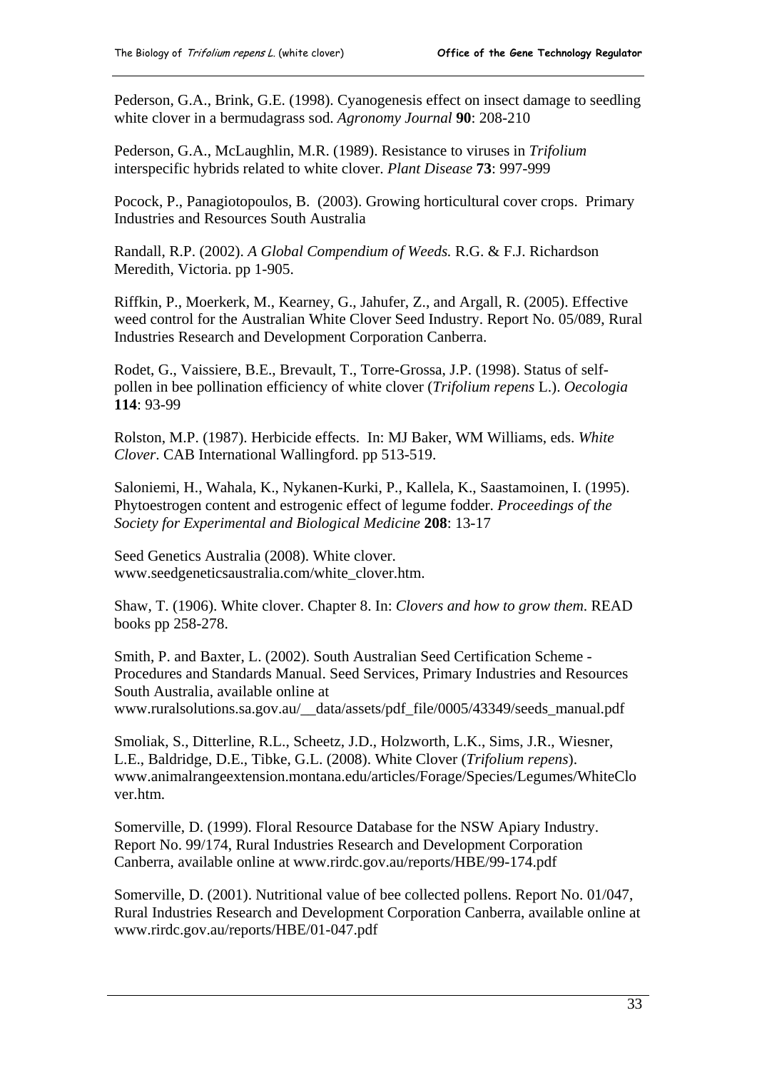Pederson, G.A., Brink, G.E. (1998). Cyanogenesis effect on insect damage to seedling white clover in a bermudagrass sod. *Agronomy Journal* **90**: 208-210

Pederson, G.A., McLaughlin, M.R. (1989). Resistance to viruses in *Trifolium* interspecific hybrids related to white clover. *Plant Disease* **73**: 997-999

Pocock, P., Panagiotopoulos, B. (2003). Growing horticultural cover crops. Primary Industries and Resources South Australia

Randall, R.P. (2002). *A Global Compendium of Weeds.* R.G. & F.J. Richardson Meredith, Victoria. pp 1-905.

Riffkin, P., Moerkerk, M., Kearney, G., Jahufer, Z., and Argall, R. (2005). Effective weed control for the Australian White Clover Seed Industry. Report No. 05/089, Rural Industries Research and Development Corporation Canberra.

Rodet, G., Vaissiere, B.E., Brevault, T., Torre-Grossa, J.P. (1998). Status of self-pollen in bee pollination efficiency of white clover (*Trifolium repens* L.). *Oecologia* **114**: 93-99

Rolston, M.P. (1987). Herbicide effects. In: MJ Baker, WM Williams, eds. *White Clover*. CAB International Wallingford. pp 513-519.

Saloniemi, H., Wahala, K., Nykanen-Kurki, P., Kallela, K., Saastamoinen, I. (1995). Phytoestrogen content and estrogenic effect of legume fodder. *Proceedings of the Society for Experimental and Biological Medicine* **208**: 13-17

Seed Genetics Australia (2008). White clover. www.seedgeneticsaustralia.com/white_clover.htm.

Shaw, T. (1906). White clover. Chapter 8. In: *Clovers and how to grow them*. READ books pp 258-278.

Smith, P. and Baxter, L. (2002). South Australian Seed Certification Scheme - Procedures and Standards Manual. Seed Services, Primary Industries and Resources South Australia, available online at www.ruralsolutions.sa.gov.au/__data/assets/pdf_file/0005/43349/seeds_manual.pdf

Smoliak, S., Ditterline, R.L., Scheetz, J.D., Holzworth, L.K., Sims, J.R., Wiesner, L.E., Baldridge, D.E., Tibke, G.L. (2008). White Clover (*Trifolium repens*). www.animalrangeextension.montana.edu/articles/Forage/Species/Legumes/WhiteClover.htm.

Somerville, D. (1999). Floral Resource Database for the NSW Apiary Industry. Report No. 99/174, Rural Industries Research and Development Corporation Canberra, available online at www.rirdc.gov.au/reports/HBE/99-174.pdf

Somerville, D. (2001). Nutritional value of bee collected pollens. Report No. 01/047, Rural Industries Research and Development Corporation Canberra, available online at www.rirdc.gov.au/reports/HBE/01-047.pdf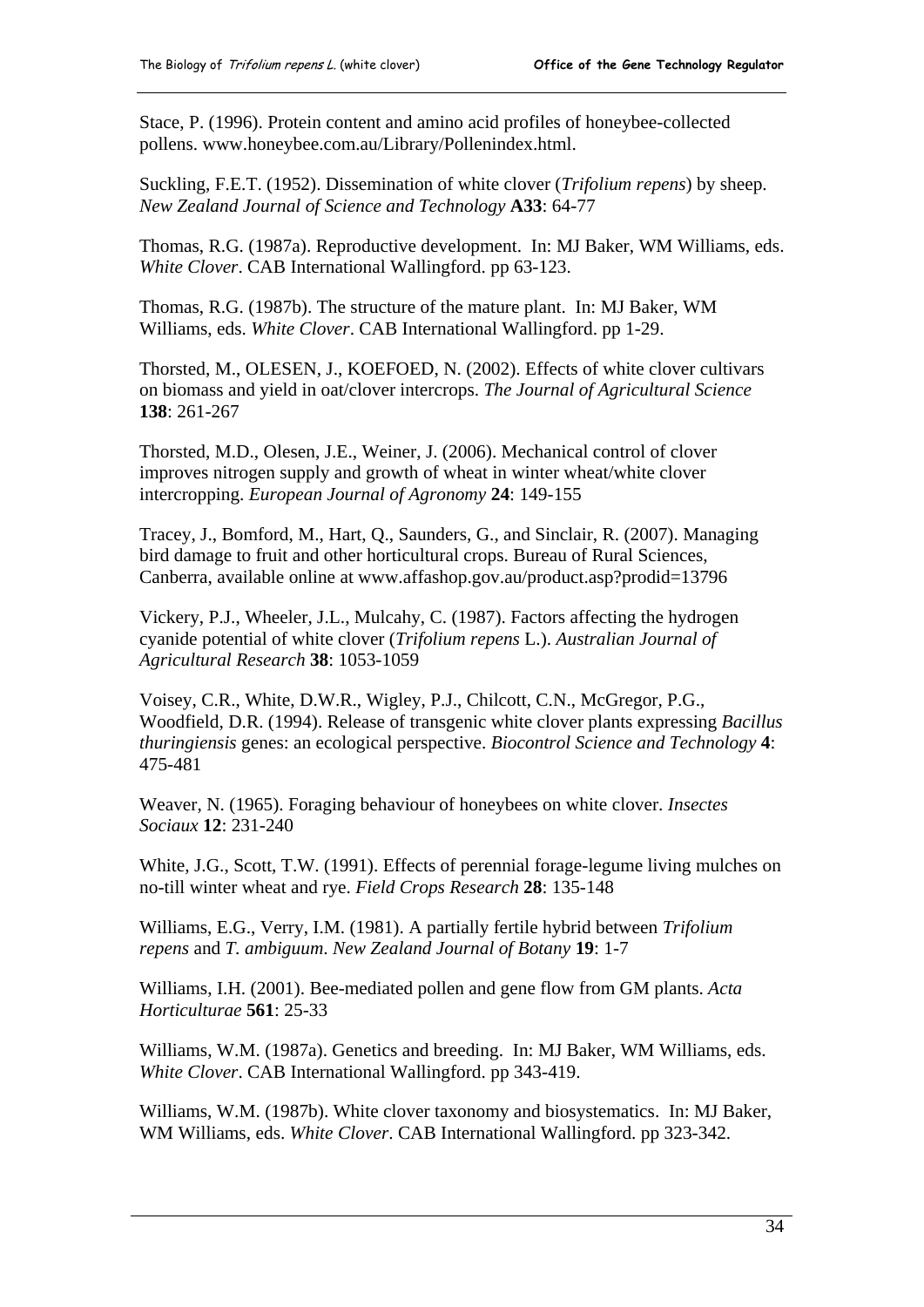Stace, P. (1996). Protein content and amino acid profiles of honeybee-collected pollens. www.honeybee.com.au/Library/Pollenindex.html.

Suckling, F.E.T. (1952). Dissemination of white clover (*Trifolium repens*) by sheep. *New Zealand Journal of Science and Technology* **A33**: 64-77

Thomas, R.G. (1987a). Reproductive development. In: MJ Baker, WM Williams, eds. *White Clover*. CAB International Wallingford. pp 63-123.

Thomas, R.G. (1987b). The structure of the mature plant. In: MJ Baker, WM Williams, eds. *White Clover*. CAB International Wallingford. pp 1-29.

Thorsted, M., OLESEN, J., KOEFOED, N. (2002). Effects of white clover cultivars on biomass and yield in oat/clover intercrops. *The Journal of Agricultural Science* **138**: 261-267

Thorsted, M.D., Olesen, J.E., Weiner, J. (2006). Mechanical control of clover improves nitrogen supply and growth of wheat in winter wheat/white clover intercropping. *European Journal of Agronomy* **24**: 149-155

Tracey, J., Bomford, M., Hart, Q., Saunders, G., and Sinclair, R. (2007). Managing bird damage to fruit and other horticultural crops. Bureau of Rural Sciences, Canberra, available online at www.affashop.gov.au/product.asp?prodid=13796

Vickery, P.J., Wheeler, J.L., Mulcahy, C. (1987). Factors affecting the hydrogen cyanide potential of white clover (*Trifolium repens* L.). *Australian Journal of Agricultural Research* **38**: 1053-1059

Voisey, C.R., White, D.W.R., Wigley, P.J., Chilcott, C.N., McGregor, P.G., Woodfield, D.R. (1994). Release of transgenic white clover plants expressing *Bacillus thuringiensis* genes: an ecological perspective. *Biocontrol Science and Technology* **4**: 475-481

Weaver, N. (1965). Foraging behaviour of honeybees on white clover. *Insectes Sociaux* **12**: 231-240

White, J.G., Scott, T.W. (1991). Effects of perennial forage-legume living mulches on no-till winter wheat and rye. *Field Crops Research* **28**: 135-148

Williams, E.G., Verry, I.M. (1981). A partially fertile hybrid between *Trifolium repens* and *T. ambiguum*. *New Zealand Journal of Botany* **19**: 1-7

Williams, I.H. (2001). Bee-mediated pollen and gene flow from GM plants. *Acta Horticulturae* **561**: 25-33

Williams, W.M. (1987a). Genetics and breeding. In: MJ Baker, WM Williams, eds. *White Clover*. CAB International Wallingford. pp 343-419.

Williams, W.M. (1987b). White clover taxonomy and biosystematics. In: MJ Baker, WM Williams, eds. *White Clover*. CAB International Wallingford. pp 323-342.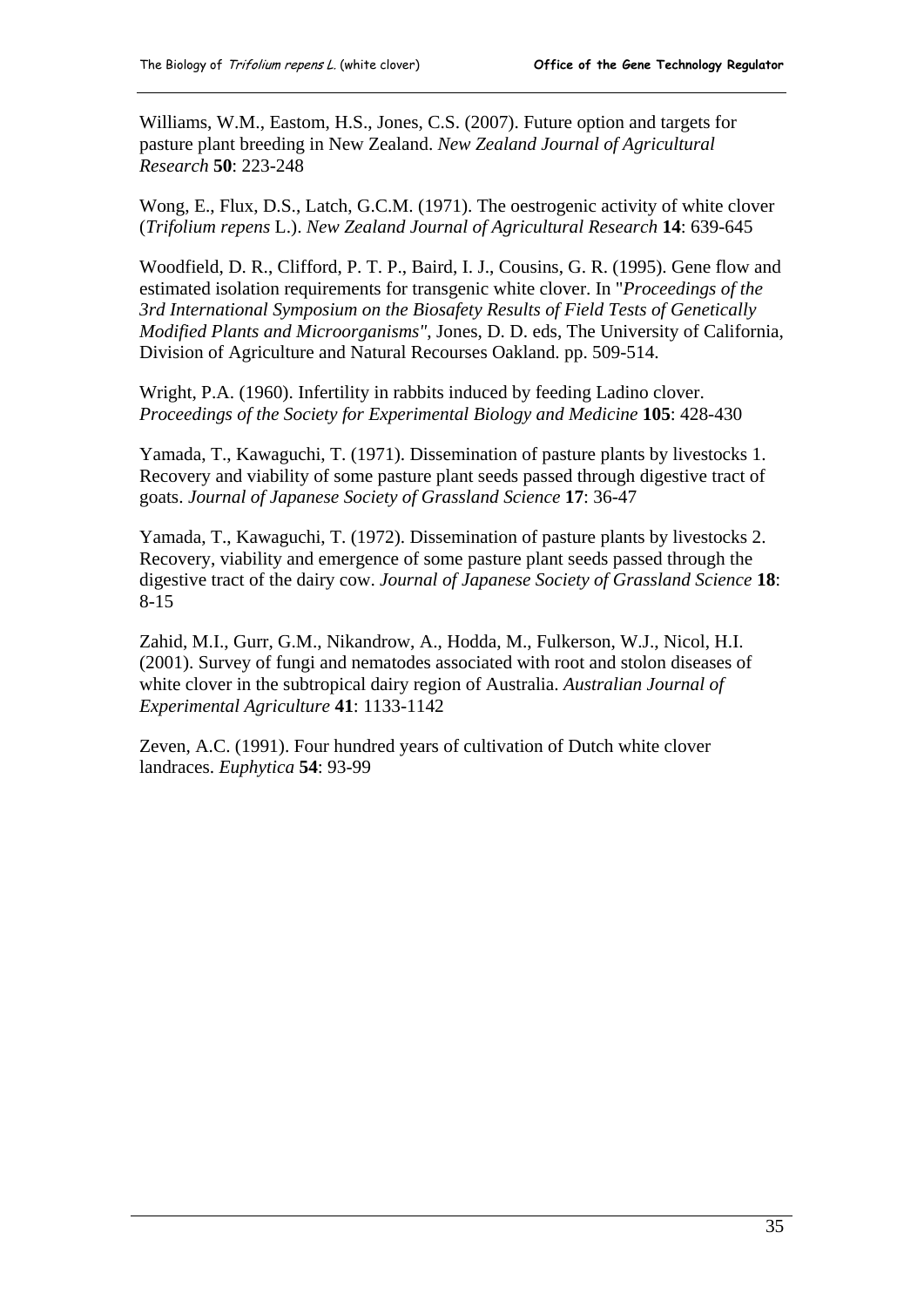Williams, W.M., Eastom, H.S., Jones, C.S. (2007). Future option and targets for pasture plant breeding in New Zealand. *New Zealand Journal of Agricultural Research* **50**: 223-248

Wong, E., Flux, D.S., Latch, G.C.M. (1971). The oestrogenic activity of white clover (*Trifolium repens* L.). *New Zealand Journal of Agricultural Research* **14**: 639-645

Woodfield, D. R., Clifford, P. T. P., Baird, I. J., Cousins, G. R. (1995). Gene flow and estimated isolation requirements for transgenic white clover. In "*Proceedings of the 3rd International Symposium on the Biosafety Results of Field Tests of Genetically Modified Plants and Microorganisms"*, Jones, D. D. eds, The University of California, Division of Agriculture and Natural Recourses Oakland. pp. 509-514.

Wright, P.A. (1960). Infertility in rabbits induced by feeding Ladino clover. *Proceedings of the Society for Experimental Biology and Medicine* **105**: 428-430

Yamada, T., Kawaguchi, T. (1971). Dissemination of pasture plants by livestocks 1. Recovery and viability of some pasture plant seeds passed through digestive tract of goats. *Journal of Japanese Society of Grassland Science* **17**: 36-47

Yamada, T., Kawaguchi, T. (1972). Dissemination of pasture plants by livestocks 2. Recovery, viability and emergence of some pasture plant seeds passed through the digestive tract of the dairy cow. *Journal of Japanese Society of Grassland Science* **18**: 8-15

Zahid, M.I., Gurr, G.M., Nikandrow, A., Hodda, M., Fulkerson, W.J., Nicol, H.I. (2001). Survey of fungi and nematodes associated with root and stolon diseases of white clover in the subtropical dairy region of Australia. *Australian Journal of Experimental Agriculture* **41**: 1133-1142

Zeven, A.C. (1991). Four hundred years of cultivation of Dutch white clover landraces. *Euphytica* **54**: 93-99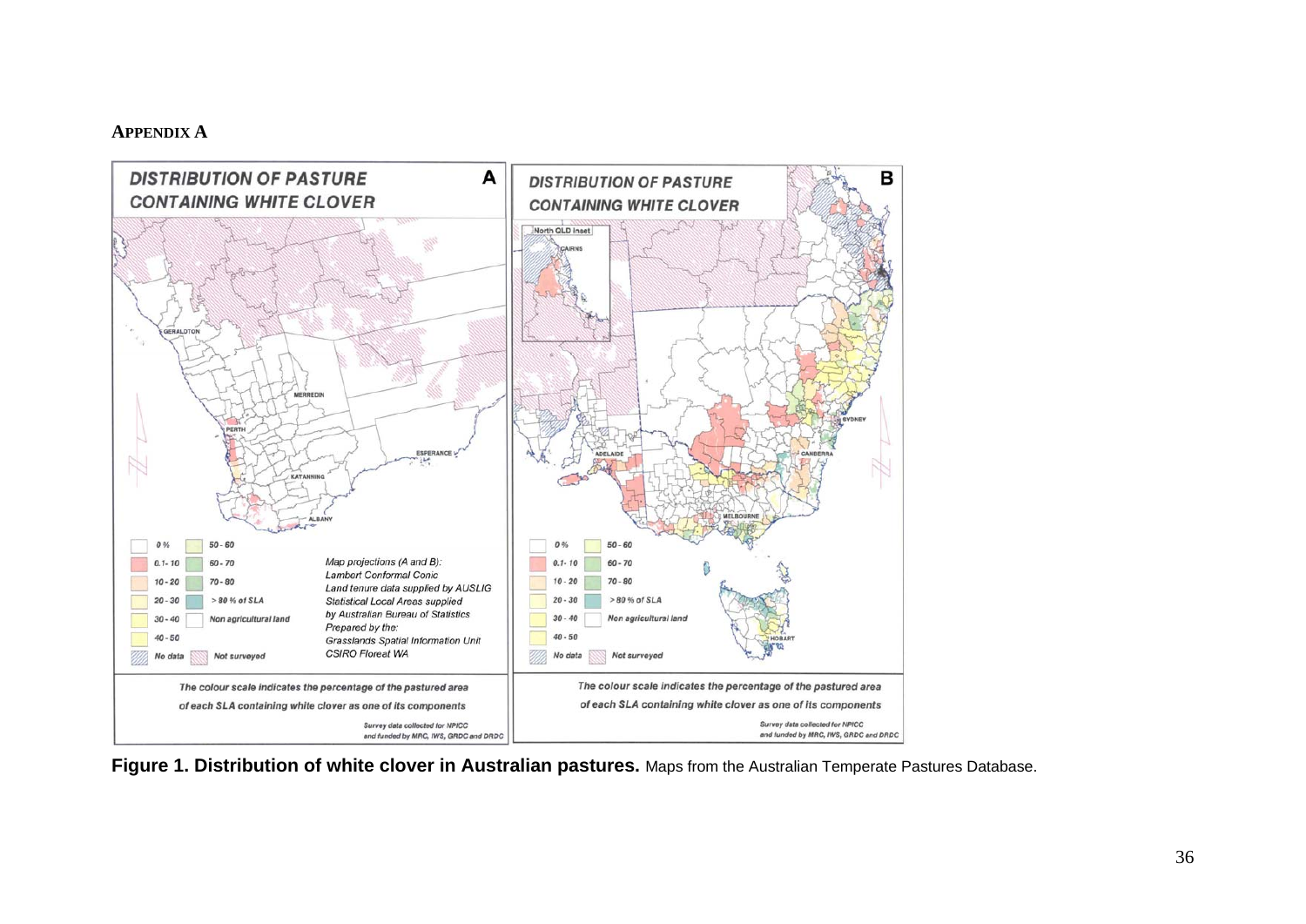## APPENDIX A

**Figure 1. Distribution of white clover in Australian pastures.** Maps from the Australian Temperate Pastures Database.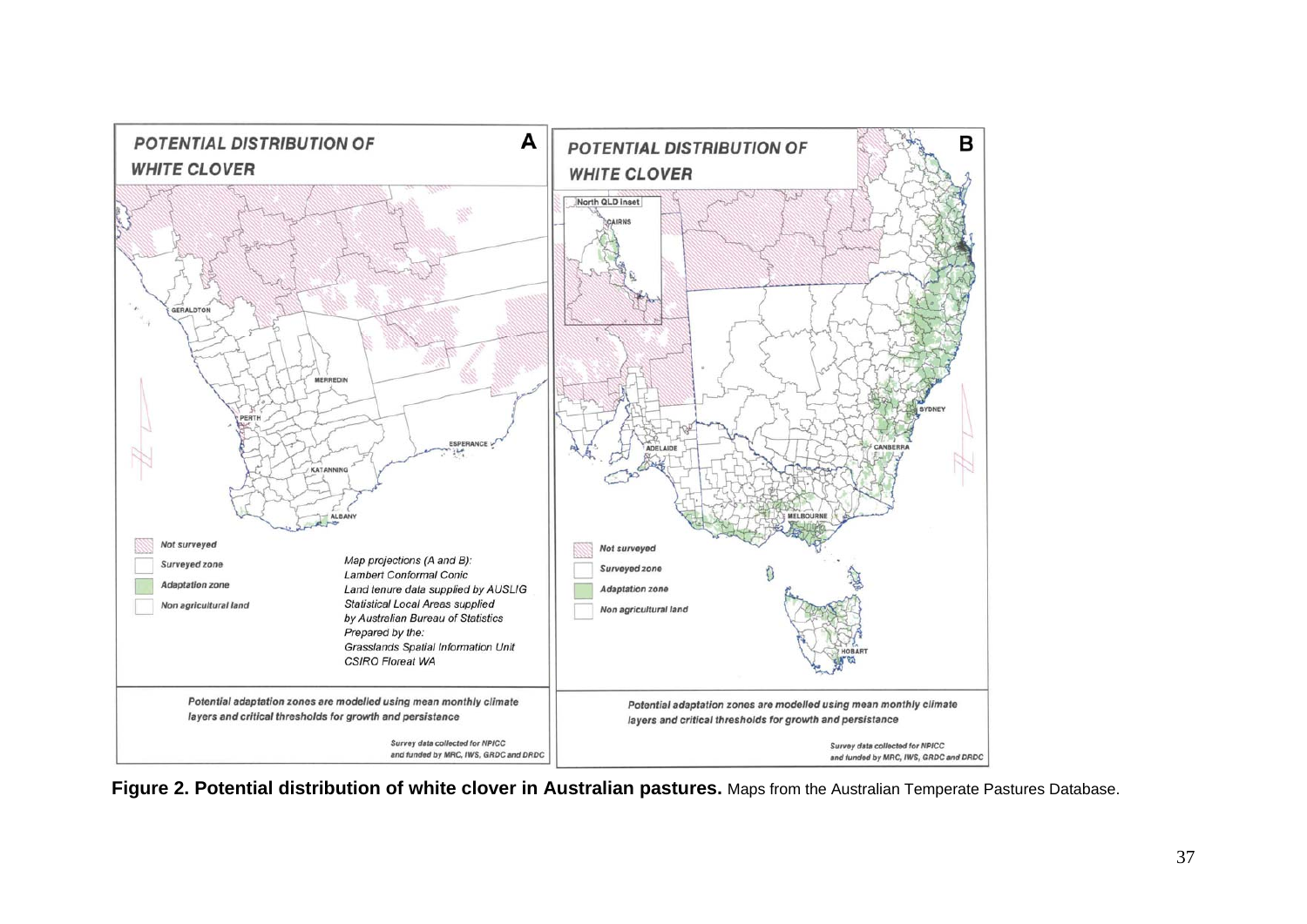POTENTIAL DISTRIBUTION OF WHITE CLOVER

A

GERALDTON
MERREDIN
PERTH
ESPERANCE
KATANNING
ALBANY

Not surveyed
Surveyed zone
Adaptation zone
Non agricultural land

Map projections (A and B):
Lambert Conformal Conic
Land tenure data supplied by AUSLIG
Statistical Local Areas supplied
by Australian Bureau of Statistics
Prepared by the:
Grasslands Spatial Information Unit
CSIRO Floreat WA

Potential adaptation zones are modelled using mean monthly climate layers and critical thresholds for growth and persistance

Survey data collected for NPICC
and funded by MRC, IWS, GRDC and DRDC

POTENTIAL DISTRIBUTION OF WHITE CLOVER

B

North QLD Inset
CAIRNS
SYDNEY
CANBERRA
ADELAIDE
MELBOURNE
HOBART

Not surveyed
Surveyed zone
Adaptation zone
Non agricultural land

Potential adaptation zones are modelled using mean monthly climate layers and critical thresholds for growth and persistance

Survey data collected for NPICC
and funded by MRC, IWS, GRDC and DRDC

**Figure 2. Potential distribution of white clover in Australian pastures.** Maps from the Australian Temperate Pastures Database.